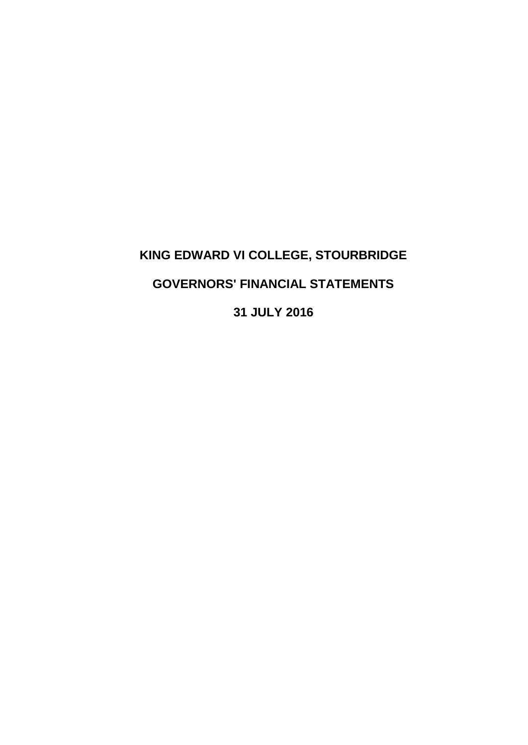# KING EDWARD VI COLLEGE, STOURBRIDGE

## GOVERNORS' FINANCIAL STATEMENTS

## 31 JULY 2016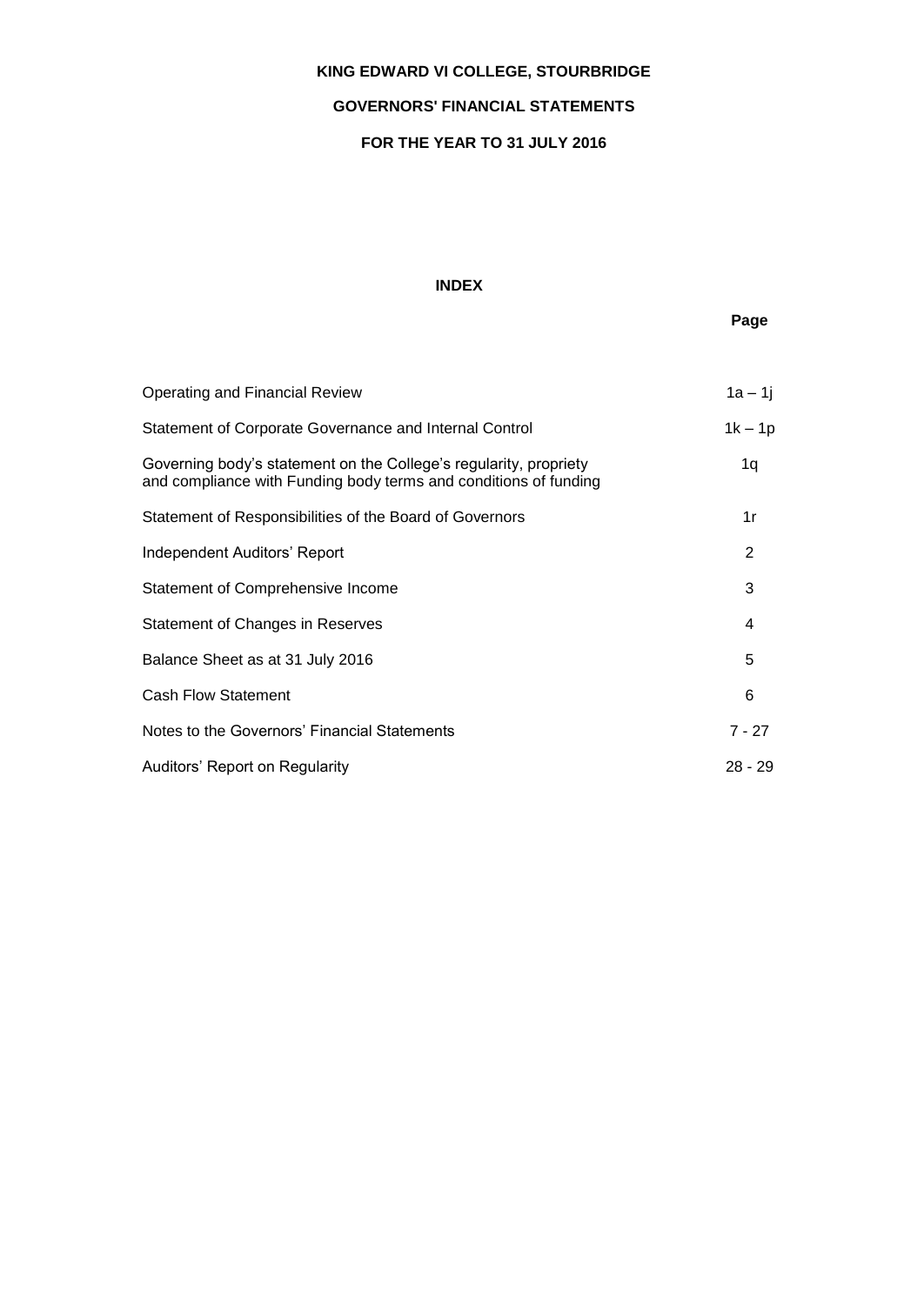**KING EDWARD VI COLLEGE, STOURBRIDGE**

**GOVERNORS' FINANCIAL STATEMENTS**

**FOR THE YEAR TO 31 JULY 2016**

**INDEX**

| | **Page** |
|---|---|
| Operating and Financial Review | 1a – 1j |
| Statement of Corporate Governance and Internal Control | 1k – 1p |
| Governing body's statement on the College's regularity, propriety and compliance with Funding body terms and conditions of funding | 1q |
| Statement of Responsibilities of the Board of Governors | 1r |
| Independent Auditors' Report | 2 |
| Statement of Comprehensive Income | 3 |
| Statement of Changes in Reserves | 4 |
| Balance Sheet as at 31 July 2016 | 5 |
| Cash Flow Statement | 6 |
| Notes to the Governors' Financial Statements | 7 - 27 |
| Auditors' Report on Regularity | 28 - 29 |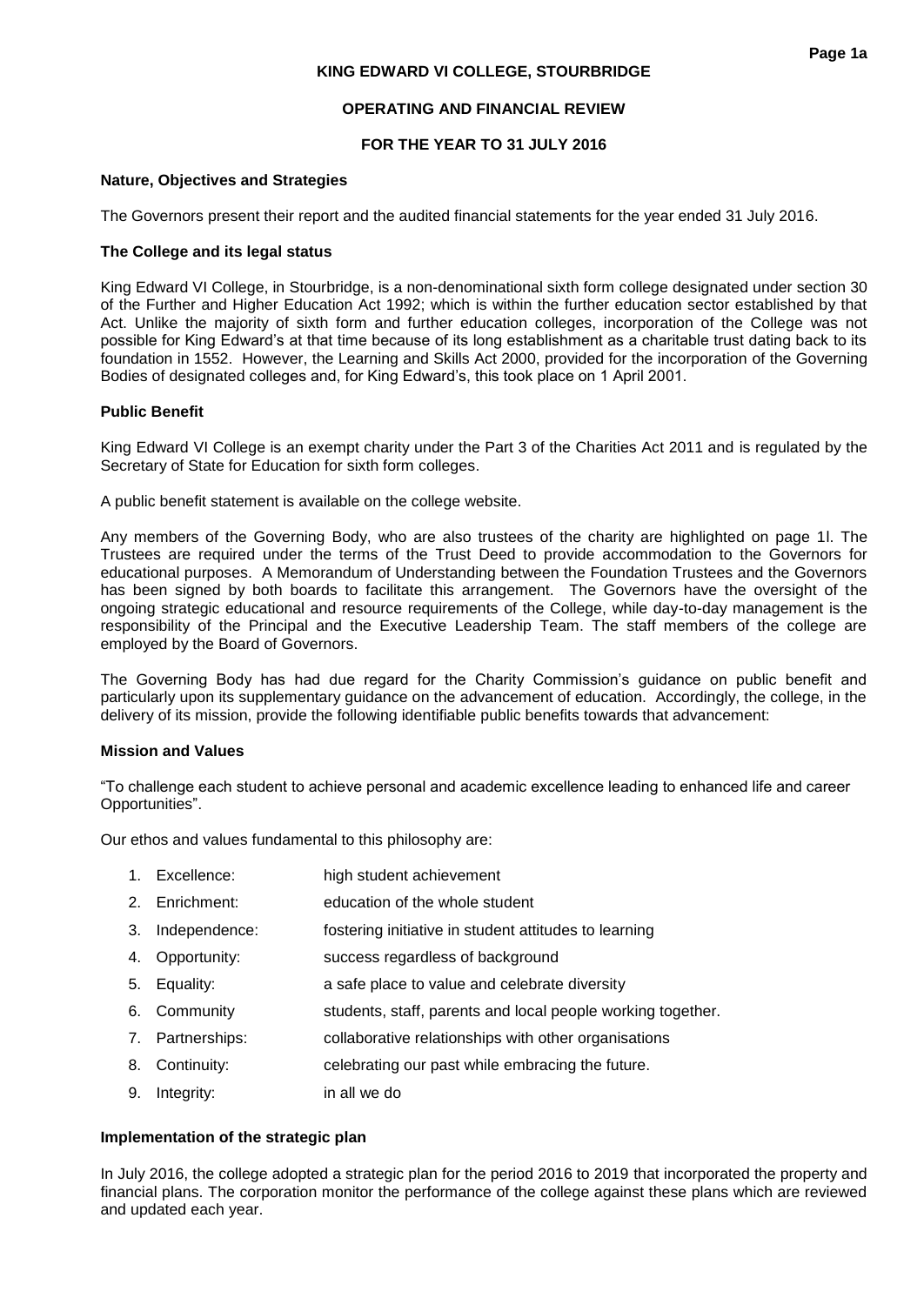# KING EDWARD VI COLLEGE, STOURBRIDGE

## OPERATING AND FINANCIAL REVIEW

## FOR THE YEAR TO 31 JULY 2016

### Nature, Objectives and Strategies

The Governors present their report and the audited financial statements for the year ended 31 July 2016.

### The College and its legal status

King Edward VI College, in Stourbridge, is a non-denominational sixth form college designated under section 30 of the Further and Higher Education Act 1992; which is within the further education sector established by that Act. Unlike the majority of sixth form and further education colleges, incorporation of the College was not possible for King Edward's at that time because of its long establishment as a charitable trust dating back to its foundation in 1552. However, the Learning and Skills Act 2000, provided for the incorporation of the Governing Bodies of designated colleges and, for King Edward's, this took place on 1 April 2001.

### Public Benefit

King Edward VI College is an exempt charity under the Part 3 of the Charities Act 2011 and is regulated by the Secretary of State for Education for sixth form colleges.

A public benefit statement is available on the college website.

Any members of the Governing Body, who are also trustees of the charity are highlighted on page 1l. The Trustees are required under the terms of the Trust Deed to provide accommodation to the Governors for educational purposes. A Memorandum of Understanding between the Foundation Trustees and the Governors has been signed by both boards to facilitate this arrangement. The Governors have the oversight of the ongoing strategic educational and resource requirements of the College, while day-to-day management is the responsibility of the Principal and the Executive Leadership Team. The staff members of the college are employed by the Board of Governors.

The Governing Body has had due regard for the Charity Commission's guidance on public benefit and particularly upon its supplementary guidance on the advancement of education. Accordingly, the college, in the delivery of its mission, provide the following identifiable public benefits towards that advancement:

### Mission and Values

"To challenge each student to achieve personal and academic excellence leading to enhanced life and career Opportunities".

Our ethos and values fundamental to this philosophy are:

1. Excellence: high student achievement
2. Enrichment: education of the whole student
3. Independence: fostering initiative in student attitudes to learning
4. Opportunity: success regardless of background
5. Equality: a safe place to value and celebrate diversity
6. Community students, staff, parents and local people working together.
7. Partnerships: collaborative relationships with other organisations
8. Continuity: celebrating our past while embracing the future.
9. Integrity: in all we do

### Implementation of the strategic plan

In July 2016, the college adopted a strategic plan for the period 2016 to 2019 that incorporated the property and financial plans. The corporation monitor the performance of the college against these plans which are reviewed and updated each year.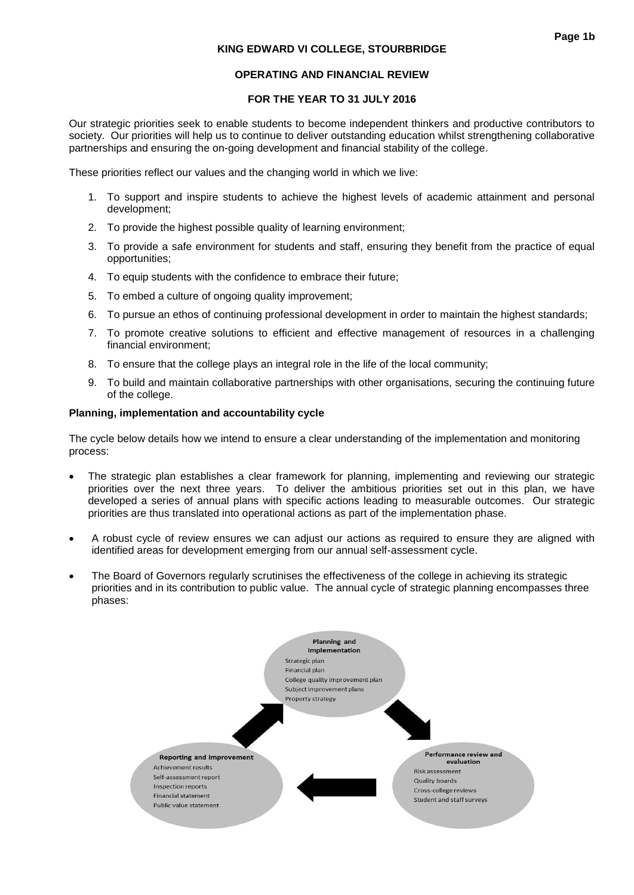**KING EDWARD VI COLLEGE, STOURBRIDGE**

**OPERATING AND FINANCIAL REVIEW**

**FOR THE YEAR TO 31 JULY 2016**

Our strategic priorities seek to enable students to become independent thinkers and productive contributors to society. Our priorities will help us to continue to deliver outstanding education whilst strengthening collaborative partnerships and ensuring the on-going development and financial stability of the college.

These priorities reflect our values and the changing world in which we live:

1. To support and inspire students to achieve the highest levels of academic attainment and personal development;
2. To provide the highest possible quality of learning environment;
3. To provide a safe environment for students and staff, ensuring they benefit from the practice of equal opportunities;
4. To equip students with the confidence to embrace their future;
5. To embed a culture of ongoing quality improvement;
6. To pursue an ethos of continuing professional development in order to maintain the highest standards;
7. To promote creative solutions to efficient and effective management of resources in a challenging financial environment;
8. To ensure that the college plays an integral role in the life of the local community;
9. To build and maintain collaborative partnerships with other organisations, securing the continuing future of the college.

**Planning, implementation and accountability cycle**

The cycle below details how we intend to ensure a clear understanding of the implementation and monitoring process:

- The strategic plan establishes a clear framework for planning, implementing and reviewing our strategic priorities over the next three years. To deliver the ambitious priorities set out in this plan, we have developed a series of annual plans with specific actions leading to measurable outcomes. Our strategic priorities are thus translated into operational actions as part of the implementation phase.
- A robust cycle of review ensures we can adjust our actions as required to ensure they are aligned with identified areas for development emerging from our annual self-assessment cycle.
- The Board of Governors regularly scrutinises the effectiveness of the college in achieving its strategic priorities and in its contribution to public value. The annual cycle of strategic planning encompasses three phases:

**Planning and implementation**
Strategic plan
Financial plan
College quality improvement plan
Subject improvement plans
Property strategy

**Performance review and evaluation**
Risk assessment
Quality boards
Cross-college reviews
Student and staff surveys

**Reporting and improvement**
Achievement results
Self-assessment report
Inspection reports
Financial statement
Public value statement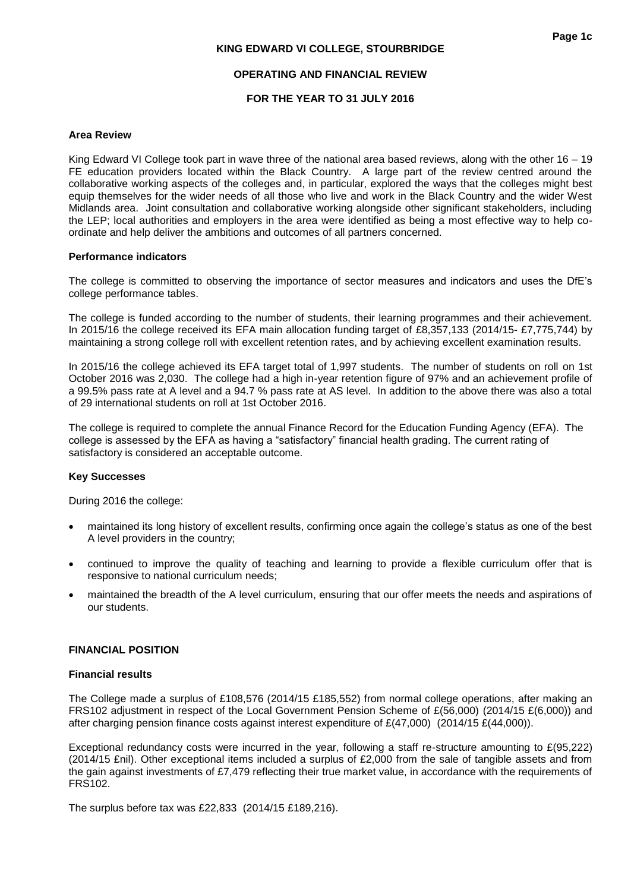## Area Review

King Edward VI College took part in wave three of the national area based reviews, along with the other 16 – 19 FE education providers located within the Black Country. A large part of the review centred around the collaborative working aspects of the colleges and, in particular, explored the ways that the colleges might best equip themselves for the wider needs of all those who live and work in the Black Country and the wider West Midlands area. Joint consultation and collaborative working alongside other significant stakeholders, including the LEP; local authorities and employers in the area were identified as being a most effective way to help co-ordinate and help deliver the ambitions and outcomes of all partners concerned.

## Performance indicators

The college is committed to observing the importance of sector measures and indicators and uses the DfE's college performance tables.

The college is funded according to the number of students, their learning programmes and their achievement. In 2015/16 the college received its EFA main allocation funding target of £8,357,133 (2014/15- £7,775,744) by maintaining a strong college roll with excellent retention rates, and by achieving excellent examination results.

In 2015/16 the college achieved its EFA target total of 1,997 students. The number of students on roll on 1st October 2016 was 2,030. The college had a high in-year retention figure of 97% and an achievement profile of a 99.5% pass rate at A level and a 94.7 % pass rate at AS level. In addition to the above there was also a total of 29 international students on roll at 1st October 2016.

The college is required to complete the annual Finance Record for the Education Funding Agency (EFA). The college is assessed by the EFA as having a "satisfactory" financial health grading. The current rating of satisfactory is considered an acceptable outcome.

## Key Successes

During 2016 the college:

- maintained its long history of excellent results, confirming once again the college's status as one of the best A level providers in the country;
- continued to improve the quality of teaching and learning to provide a flexible curriculum offer that is responsive to national curriculum needs;
- maintained the breadth of the A level curriculum, ensuring that our offer meets the needs and aspirations of our students.

# FINANCIAL POSITION

## Financial results

The College made a surplus of £108,576 (2014/15 £185,552) from normal college operations, after making an FRS102 adjustment in respect of the Local Government Pension Scheme of £(56,000) (2014/15 £(6,000)) and after charging pension finance costs against interest expenditure of £(47,000) (2014/15 £(44,000)).

Exceptional redundancy costs were incurred in the year, following a staff re-structure amounting to £(95,222) (2014/15 £nil). Other exceptional items included a surplus of £2,000 from the sale of tangible assets and from the gain against investments of £7,479 reflecting their true market value, in accordance with the requirements of FRS102.

The surplus before tax was £22,833 (2014/15 £189,216).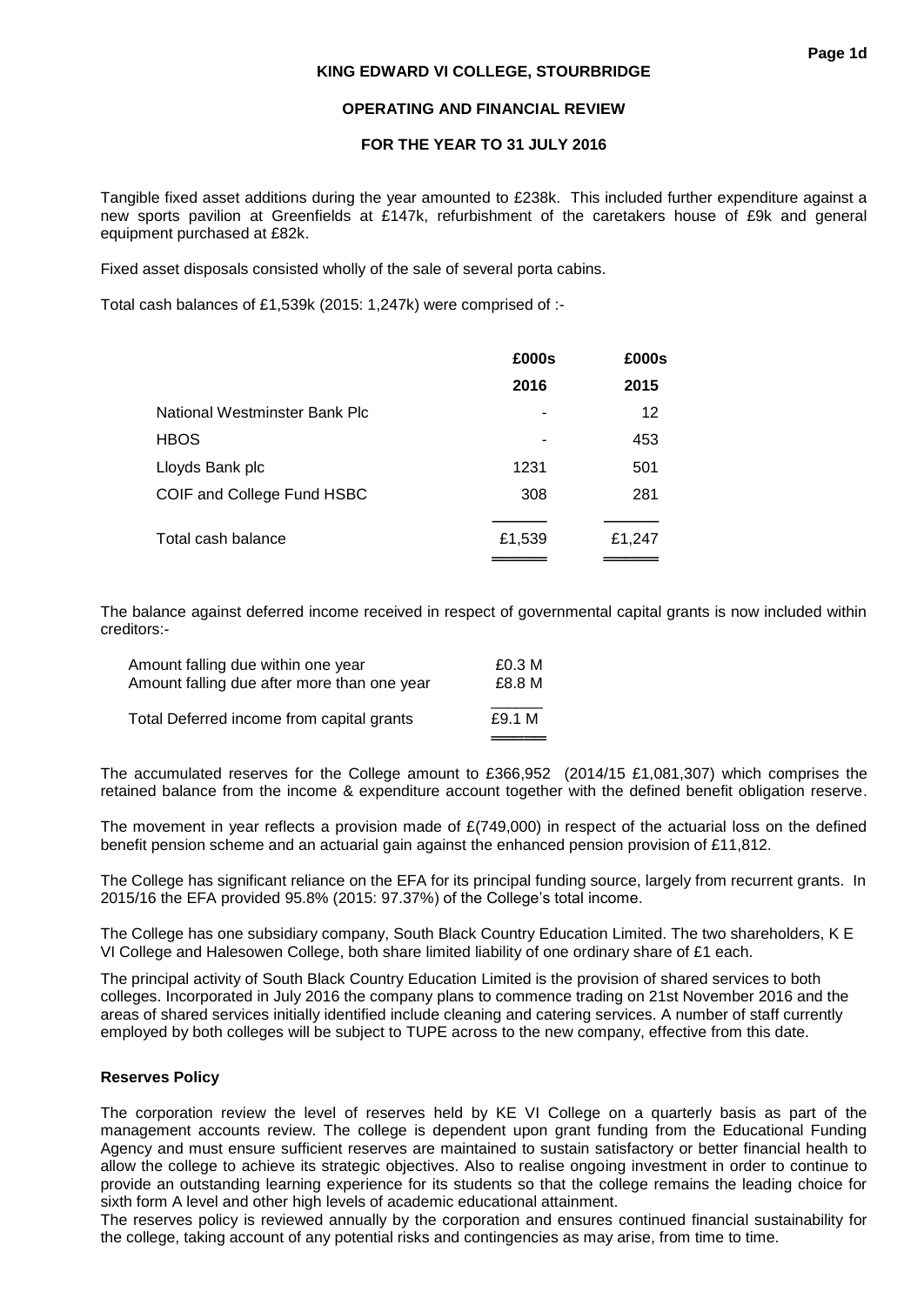Tangible fixed asset additions during the year amounted to £238k. This included further expenditure against a new sports pavilion at Greenfields at £147k, refurbishment of the caretakers house of £9k and general equipment purchased at £82k.

Fixed asset disposals consisted wholly of the sale of several porta cabins.

Total cash balances of £1,539k (2015: 1,247k) were comprised of :-

| | £000s | £000s |
|---|---|---|
| | 2016 | 2015 |
| National Westminster Bank Plc | - | 12 |
| HBOS | - | 453 |
| Lloyds Bank plc | 1231 | 501 |
| COIF and College Fund HSBC | 308 | 281 |
| Total cash balance | £1,539 | £1,247 |

The balance against deferred income received in respect of governmental capital grants is now included within creditors:-

| | |
|---|---|
| Amount falling due within one year | £0.3 M |
| Amount falling due after more than one year | £8.8 M |
| Total Deferred income from capital grants | £9.1 M |

The accumulated reserves for the College amount to £366,952 (2014/15 £1,081,307) which comprises the retained balance from the income & expenditure account together with the defined benefit obligation reserve.

The movement in year reflects a provision made of £(749,000) in respect of the actuarial loss on the defined benefit pension scheme and an actuarial gain against the enhanced pension provision of £11,812.

The College has significant reliance on the EFA for its principal funding source, largely from recurrent grants. In 2015/16 the EFA provided 95.8% (2015: 97.37%) of the College's total income.

The College has one subsidiary company, South Black Country Education Limited. The two shareholders, K E VI College and Halesowen College, both share limited liability of one ordinary share of £1 each.

The principal activity of South Black Country Education Limited is the provision of shared services to both colleges. Incorporated in July 2016 the company plans to commence trading on 21st November 2016 and the areas of shared services initially identified include cleaning and catering services. A number of staff currently employed by both colleges will be subject to TUPE across to the new company, effective from this date.

**Reserves Policy**

The corporation review the level of reserves held by KE VI College on a quarterly basis as part of the management accounts review. The college is dependent upon grant funding from the Educational Funding Agency and must ensure sufficient reserves are maintained to sustain satisfactory or better financial health to allow the college to achieve its strategic objectives. Also to realise ongoing investment in order to continue to provide an outstanding learning experience for its students so that the college remains the leading choice for sixth form A level and other high levels of academic educational attainment.

The reserves policy is reviewed annually by the corporation and ensures continued financial sustainability for the college, taking account of any potential risks and contingencies as may arise, from time to time.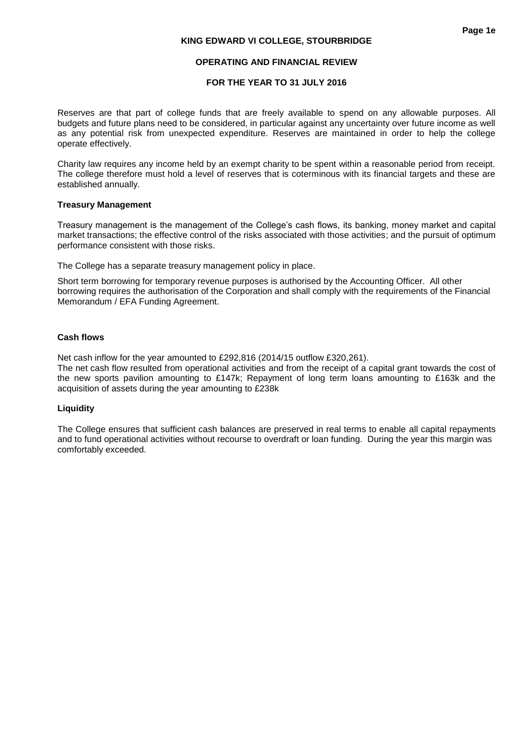Reserves are that part of college funds that are freely available to spend on any allowable purposes. All budgets and future plans need to be considered, in particular against any uncertainty over future income as well as any potential risk from unexpected expenditure. Reserves are maintained in order to help the college operate effectively.

Charity law requires any income held by an exempt charity to be spent within a reasonable period from receipt. The college therefore must hold a level of reserves that is coterminous with its financial targets and these are established annually.

**Treasury Management**

Treasury management is the management of the College's cash flows, its banking, money market and capital market transactions; the effective control of the risks associated with those activities; and the pursuit of optimum performance consistent with those risks.

The College has a separate treasury management policy in place.

Short term borrowing for temporary revenue purposes is authorised by the Accounting Officer. All other borrowing requires the authorisation of the Corporation and shall comply with the requirements of the Financial Memorandum / EFA Funding Agreement.

**Cash flows**

Net cash inflow for the year amounted to £292,816 (2014/15 outflow £320,261).
The net cash flow resulted from operational activities and from the receipt of a capital grant towards the cost of the new sports pavilion amounting to £147k; Repayment of long term loans amounting to £163k and the acquisition of assets during the year amounting to £238k

**Liquidity**

The College ensures that sufficient cash balances are preserved in real terms to enable all capital repayments and to fund operational activities without recourse to overdraft or loan funding. During the year this margin was comfortably exceeded.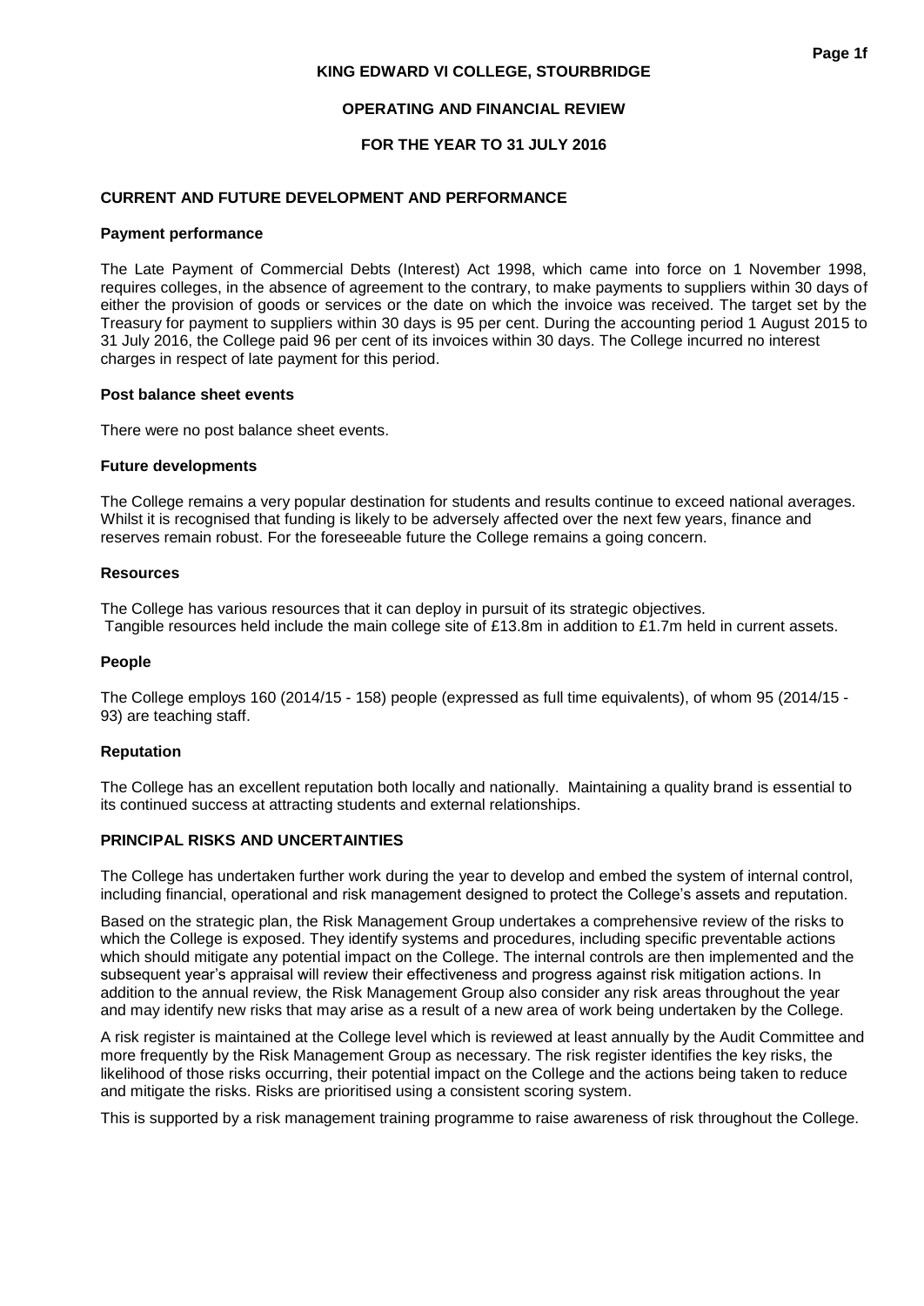## CURRENT AND FUTURE DEVELOPMENT AND PERFORMANCE

### Payment performance

The Late Payment of Commercial Debts (Interest) Act 1998, which came into force on 1 November 1998, requires colleges, in the absence of agreement to the contrary, to make payments to suppliers within 30 days of either the provision of goods or services or the date on which the invoice was received. The target set by the Treasury for payment to suppliers within 30 days is 95 per cent. During the accounting period 1 August 2015 to 31 July 2016, the College paid 96 per cent of its invoices within 30 days. The College incurred no interest charges in respect of late payment for this period.

### Post balance sheet events

There were no post balance sheet events.

### Future developments

The College remains a very popular destination for students and results continue to exceed national averages. Whilst it is recognised that funding is likely to be adversely affected over the next few years, finance and reserves remain robust. For the foreseeable future the College remains a going concern.

### Resources

The College has various resources that it can deploy in pursuit of its strategic objectives.
Tangible resources held include the main college site of £13.8m in addition to £1.7m held in current assets.

### People

The College employs 160 (2014/15 - 158) people (expressed as full time equivalents), of whom 95 (2014/15 - 93) are teaching staff.

### Reputation

The College has an excellent reputation both locally and nationally. Maintaining a quality brand is essential to its continued success at attracting students and external relationships.

## PRINCIPAL RISKS AND UNCERTAINTIES

The College has undertaken further work during the year to develop and embed the system of internal control, including financial, operational and risk management designed to protect the College's assets and reputation.

Based on the strategic plan, the Risk Management Group undertakes a comprehensive review of the risks to which the College is exposed. They identify systems and procedures, including specific preventable actions which should mitigate any potential impact on the College. The internal controls are then implemented and the subsequent year's appraisal will review their effectiveness and progress against risk mitigation actions. In addition to the annual review, the Risk Management Group also consider any risk areas throughout the year and may identify new risks that may arise as a result of a new area of work being undertaken by the College.

A risk register is maintained at the College level which is reviewed at least annually by the Audit Committee and more frequently by the Risk Management Group as necessary. The risk register identifies the key risks, the likelihood of those risks occurring, their potential impact on the College and the actions being taken to reduce and mitigate the risks. Risks are prioritised using a consistent scoring system.

This is supported by a risk management training programme to raise awareness of risk throughout the College.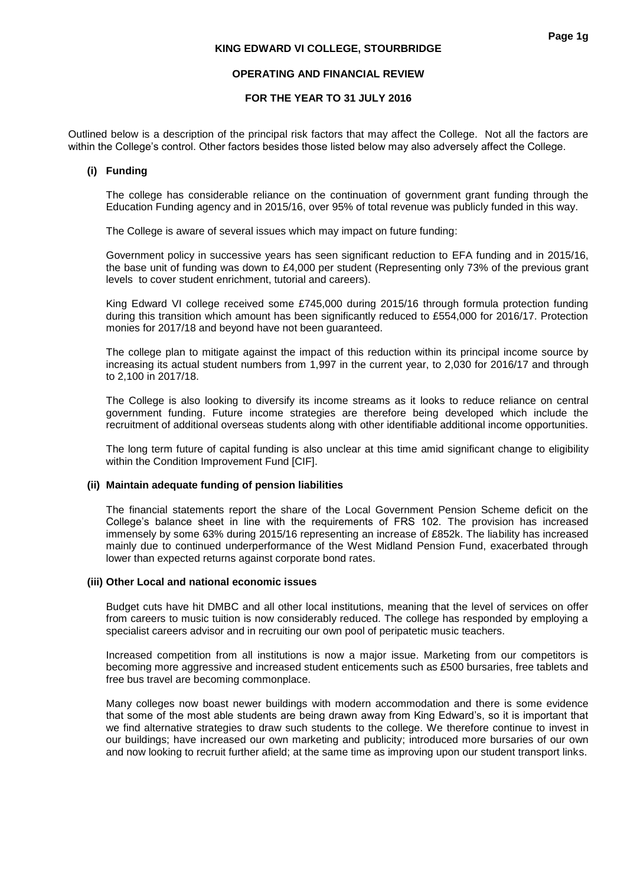# KING EDWARD VI COLLEGE, STOURBRIDGE

## OPERATING AND FINANCIAL REVIEW

## FOR THE YEAR TO 31 JULY 2016

Outlined below is a description of the principal risk factors that may affect the College. Not all the factors are within the College's control. Other factors besides those listed below may also adversely affect the College.

### (i) Funding

The college has considerable reliance on the continuation of government grant funding through the Education Funding agency and in 2015/16, over 95% of total revenue was publicly funded in this way.

The College is aware of several issues which may impact on future funding:

Government policy in successive years has seen significant reduction to EFA funding and in 2015/16, the base unit of funding was down to £4,000 per student (Representing only 73% of the previous grant levels to cover student enrichment, tutorial and careers).

King Edward VI college received some £745,000 during 2015/16 through formula protection funding during this transition which amount has been significantly reduced to £554,000 for 2016/17. Protection monies for 2017/18 and beyond have not been guaranteed.

The college plan to mitigate against the impact of this reduction within its principal income source by increasing its actual student numbers from 1,997 in the current year, to 2,030 for 2016/17 and through to 2,100 in 2017/18.

The College is also looking to diversify its income streams as it looks to reduce reliance on central government funding. Future income strategies are therefore being developed which include the recruitment of additional overseas students along with other identifiable additional income opportunities.

The long term future of capital funding is also unclear at this time amid significant change to eligibility within the Condition Improvement Fund [CIF].

### (ii) Maintain adequate funding of pension liabilities

The financial statements report the share of the Local Government Pension Scheme deficit on the College's balance sheet in line with the requirements of FRS 102. The provision has increased immensely by some 63% during 2015/16 representing an increase of £852k. The liability has increased mainly due to continued underperformance of the West Midland Pension Fund, exacerbated through lower than expected returns against corporate bond rates.

### (iii) Other Local and national economic issues

Budget cuts have hit DMBC and all other local institutions, meaning that the level of services on offer from careers to music tuition is now considerably reduced. The college has responded by employing a specialist careers advisor and in recruiting our own pool of peripatetic music teachers.

Increased competition from all institutions is now a major issue. Marketing from our competitors is becoming more aggressive and increased student enticements such as £500 bursaries, free tablets and free bus travel are becoming commonplace.

Many colleges now boast newer buildings with modern accommodation and there is some evidence that some of the most able students are being drawn away from King Edward's, so it is important that we find alternative strategies to draw such students to the college. We therefore continue to invest in our buildings; have increased our own marketing and publicity; introduced more bursaries of our own and now looking to recruit further afield; at the same time as improving upon our student transport links.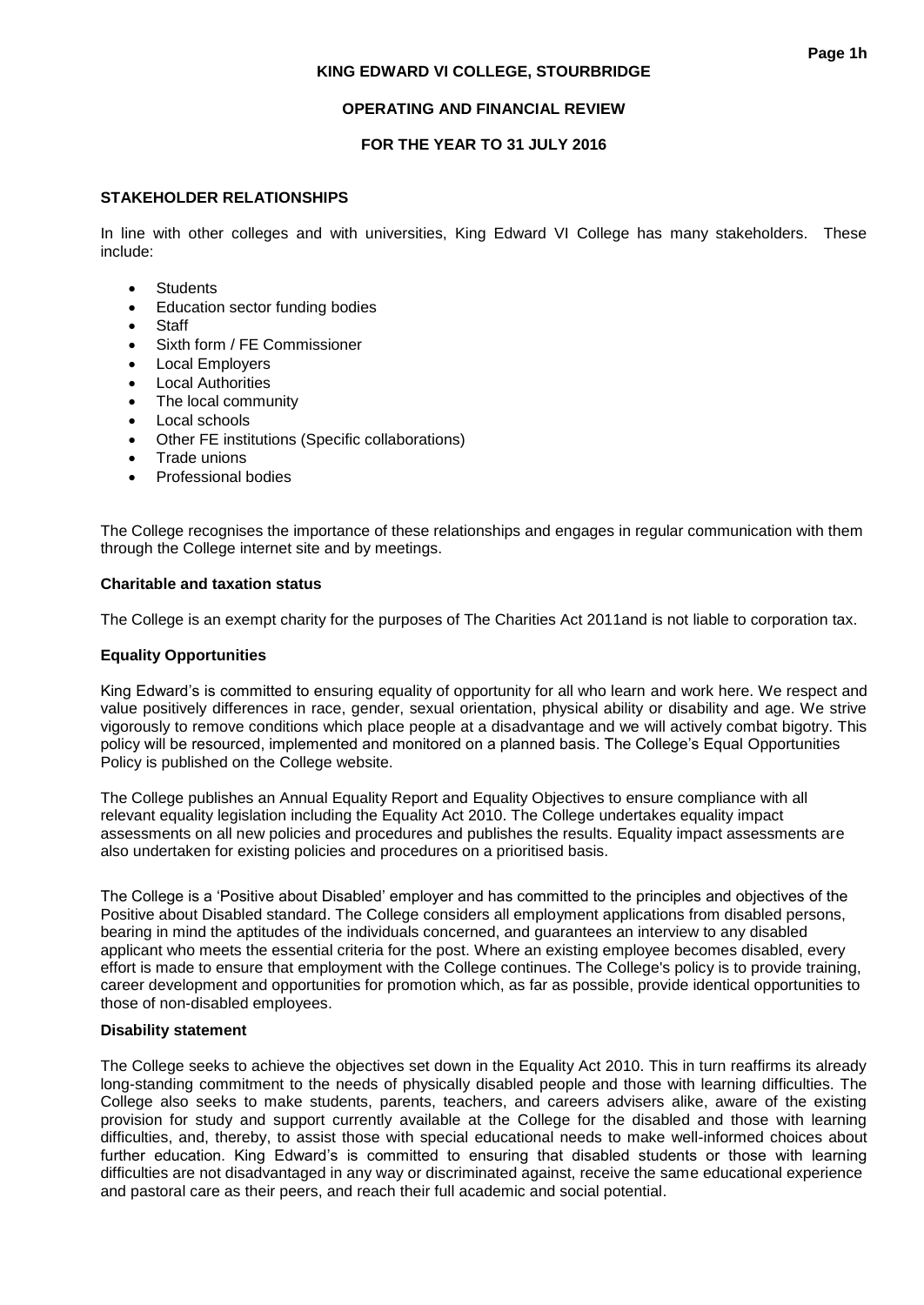## STAKEHOLDER RELATIONSHIPS

In line with other colleges and with universities, King Edward VI College has many stakeholders. These include:

- Students
- Education sector funding bodies
- Staff
- Sixth form / FE Commissioner
- Local Employers
- Local Authorities
- The local community
- Local schools
- Other FE institutions (Specific collaborations)
- Trade unions
- Professional bodies

The College recognises the importance of these relationships and engages in regular communication with them through the College internet site and by meetings.

### Charitable and taxation status

The College is an exempt charity for the purposes of The Charities Act 2011and is not liable to corporation tax.

### Equality Opportunities

King Edward's is committed to ensuring equality of opportunity for all who learn and work here. We respect and value positively differences in race, gender, sexual orientation, physical ability or disability and age. We strive vigorously to remove conditions which place people at a disadvantage and we will actively combat bigotry. This policy will be resourced, implemented and monitored on a planned basis. The College's Equal Opportunities Policy is published on the College website.

The College publishes an Annual Equality Report and Equality Objectives to ensure compliance with all relevant equality legislation including the Equality Act 2010. The College undertakes equality impact assessments on all new policies and procedures and publishes the results. Equality impact assessments are also undertaken for existing policies and procedures on a prioritised basis.

The College is a 'Positive about Disabled' employer and has committed to the principles and objectives of the Positive about Disabled standard. The College considers all employment applications from disabled persons, bearing in mind the aptitudes of the individuals concerned, and guarantees an interview to any disabled applicant who meets the essential criteria for the post. Where an existing employee becomes disabled, every effort is made to ensure that employment with the College continues. The College's policy is to provide training, career development and opportunities for promotion which, as far as possible, provide identical opportunities to those of non-disabled employees.

### Disability statement

The College seeks to achieve the objectives set down in the Equality Act 2010. This in turn reaffirms its already long-standing commitment to the needs of physically disabled people and those with learning difficulties. The College also seeks to make students, parents, teachers, and careers advisers alike, aware of the existing provision for study and support currently available at the College for the disabled and those with learning difficulties, and, thereby, to assist those with special educational needs to make well-informed choices about further education. King Edward's is committed to ensuring that disabled students or those with learning difficulties are not disadvantaged in any way or discriminated against, receive the same educational experience and pastoral care as their peers, and reach their full academic and social potential.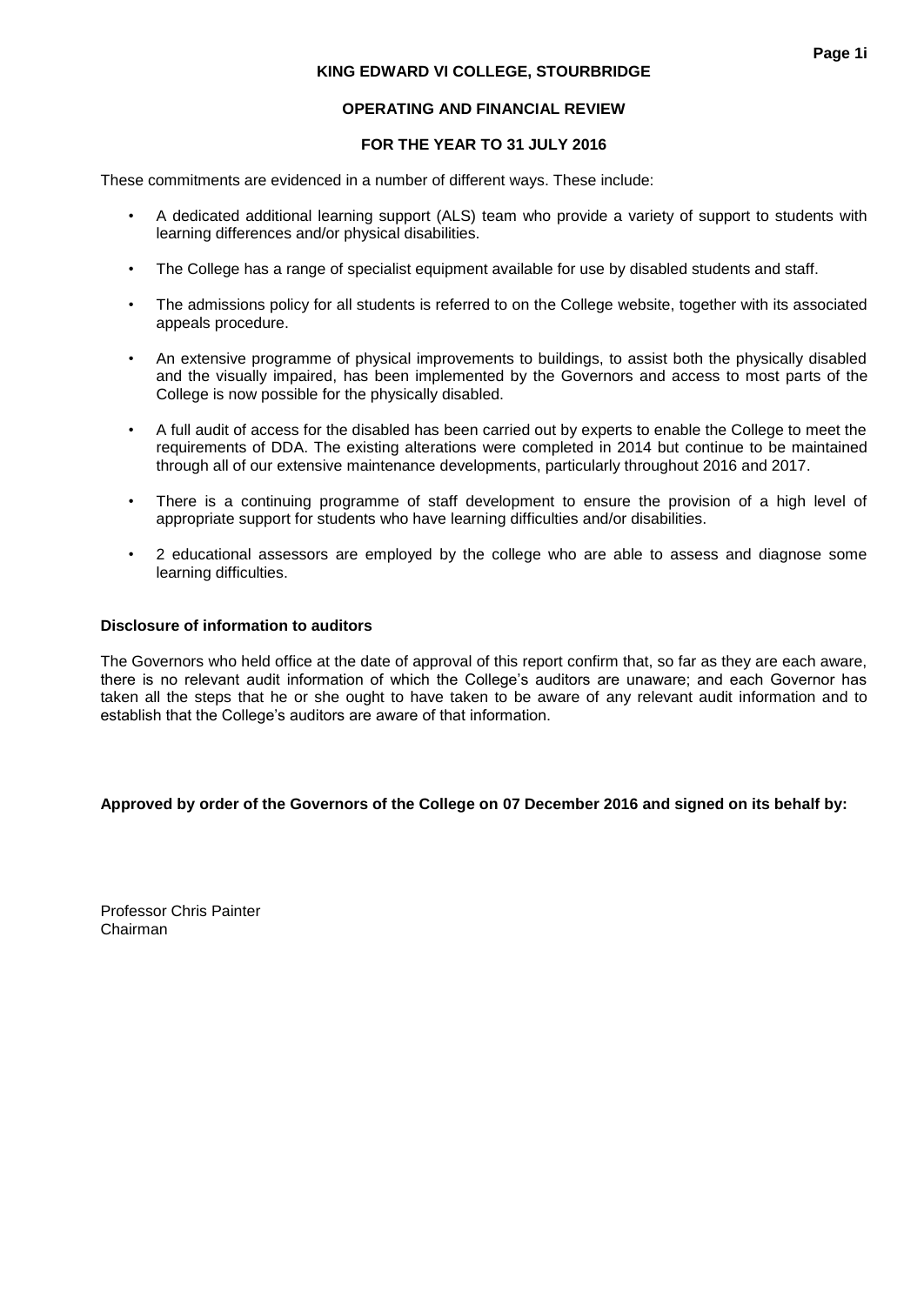These commitments are evidenced in a number of different ways. These include:

- A dedicated additional learning support (ALS) team who provide a variety of support to students with learning differences and/or physical disabilities.
- The College has a range of specialist equipment available for use by disabled students and staff.
- The admissions policy for all students is referred to on the College website, together with its associated appeals procedure.
- An extensive programme of physical improvements to buildings, to assist both the physically disabled and the visually impaired, has been implemented by the Governors and access to most parts of the College is now possible for the physically disabled.
- A full audit of access for the disabled has been carried out by experts to enable the College to meet the requirements of DDA. The existing alterations were completed in 2014 but continue to be maintained through all of our extensive maintenance developments, particularly throughout 2016 and 2017.
- There is a continuing programme of staff development to ensure the provision of a high level of appropriate support for students who have learning difficulties and/or disabilities.
- 2 educational assessors are employed by the college who are able to assess and diagnose some learning difficulties.

**Disclosure of information to auditors**

The Governors who held office at the date of approval of this report confirm that, so far as they are each aware, there is no relevant audit information of which the College's auditors are unaware; and each Governor has taken all the steps that he or she ought to have taken to be aware of any relevant audit information and to establish that the College's auditors are aware of that information.

**Approved by order of the Governors of the College on 07 December 2016 and signed on its behalf by:**

Professor Chris Painter
Chairman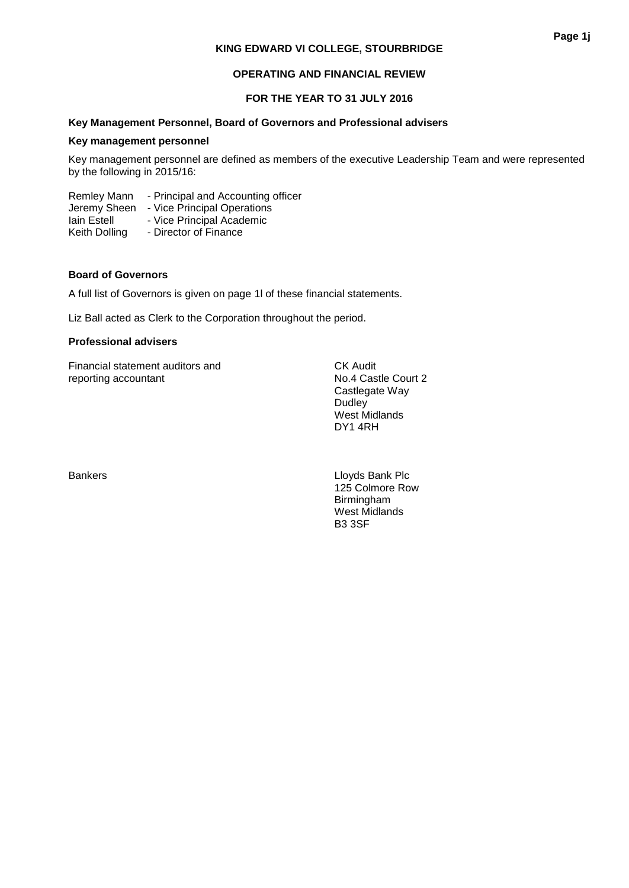# KING EDWARD VI COLLEGE, STOURBRIDGE

## OPERATING AND FINANCIAL REVIEW

## FOR THE YEAR TO 31 JULY 2016

### Key Management Personnel, Board of Governors and Professional advisers

### Key management personnel

Key management personnel are defined as members of the executive Leadership Team and were represented by the following in 2015/16:

Remley Mann - Principal and Accounting officer
Jeremy Sheen - Vice Principal Operations
Iain Estell - Vice Principal Academic
Keith Dolling - Director of Finance

### Board of Governors

A full list of Governors is given on page 1l of these financial statements.

Liz Ball acted as Clerk to the Corporation throughout the period.

### Professional advisers

Financial statement auditors and reporting accountant

CK Audit
No.4 Castle Court 2
Castlegate Way
Dudley
West Midlands
DY1 4RH

Bankers

Lloyds Bank Plc
125 Colmore Row
Birmingham
West Midlands
B3 3SF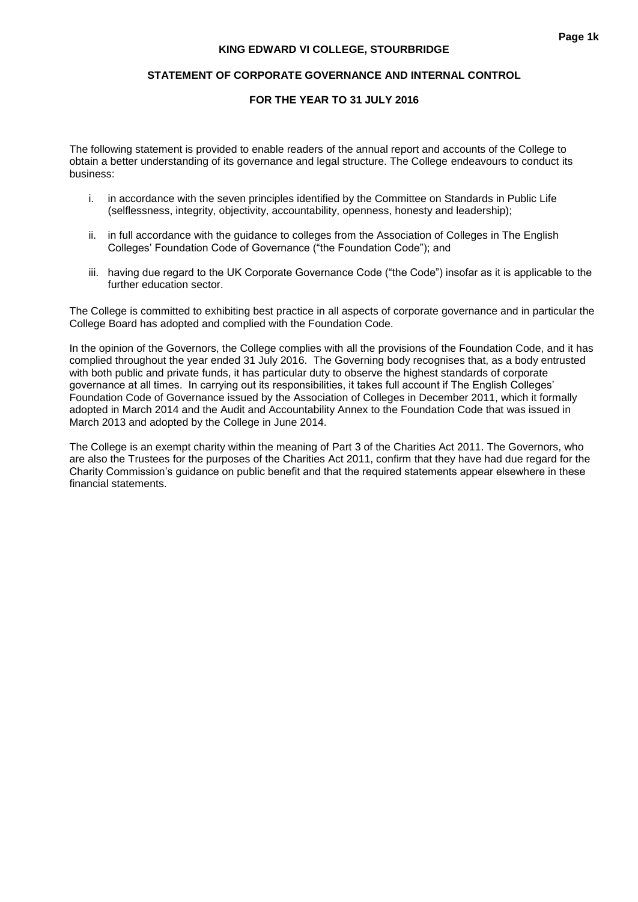# KING EDWARD VI COLLEGE, STOURBRIDGE

## STATEMENT OF CORPORATE GOVERNANCE AND INTERNAL CONTROL

### FOR THE YEAR TO 31 JULY 2016

The following statement is provided to enable readers of the annual report and accounts of the College to obtain a better understanding of its governance and legal structure. The College endeavours to conduct its business:

i. in accordance with the seven principles identified by the Committee on Standards in Public Life (selflessness, integrity, objectivity, accountability, openness, honesty and leadership);

ii. in full accordance with the guidance to colleges from the Association of Colleges in The English Colleges' Foundation Code of Governance ("the Foundation Code"); and

iii. having due regard to the UK Corporate Governance Code ("the Code") insofar as it is applicable to the further education sector.

The College is committed to exhibiting best practice in all aspects of corporate governance and in particular the College Board has adopted and complied with the Foundation Code.

In the opinion of the Governors, the College complies with all the provisions of the Foundation Code, and it has complied throughout the year ended 31 July 2016. The Governing body recognises that, as a body entrusted with both public and private funds, it has particular duty to observe the highest standards of corporate governance at all times. In carrying out its responsibilities, it takes full account if The English Colleges' Foundation Code of Governance issued by the Association of Colleges in December 2011, which it formally adopted in March 2014 and the Audit and Accountability Annex to the Foundation Code that was issued in March 2013 and adopted by the College in June 2014.

The College is an exempt charity within the meaning of Part 3 of the Charities Act 2011. The Governors, who are also the Trustees for the purposes of the Charities Act 2011, confirm that they have had due regard for the Charity Commission's guidance on public benefit and that the required statements appear elsewhere in these financial statements.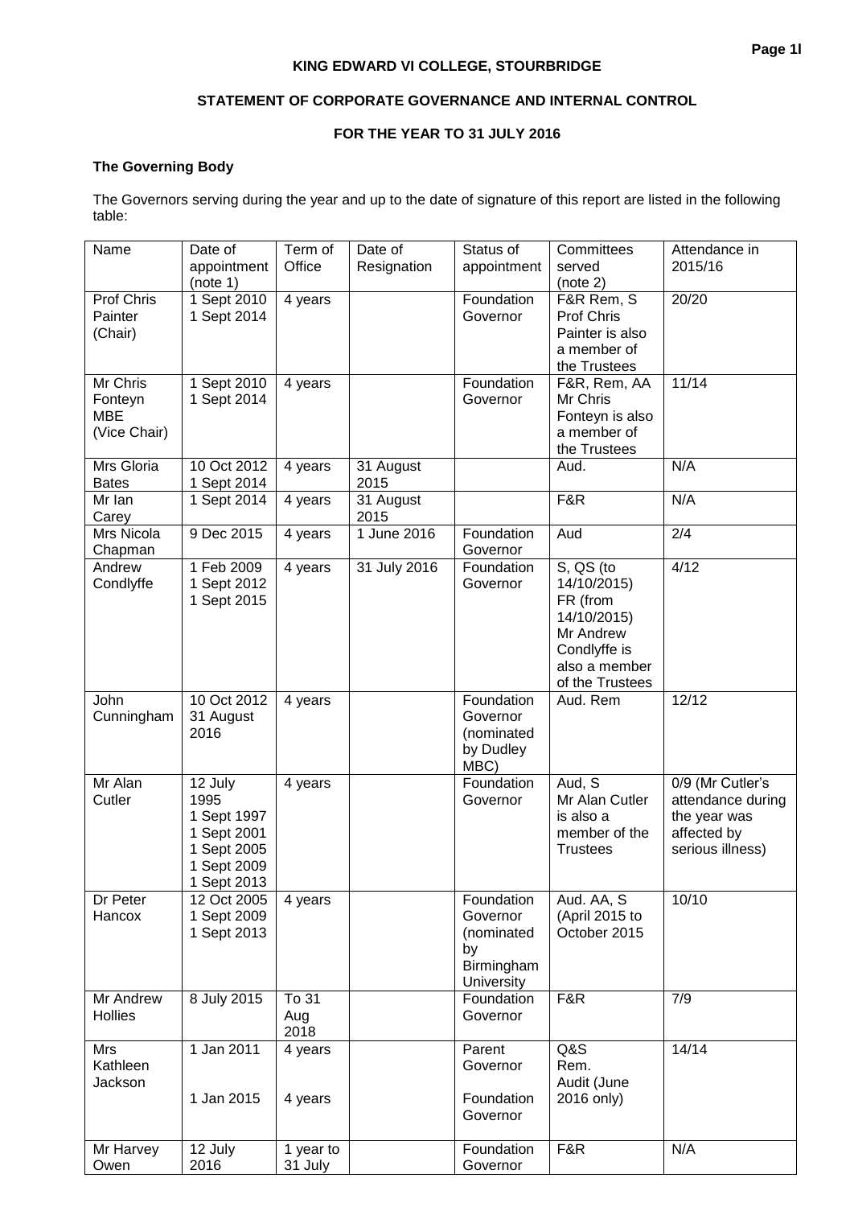**KING EDWARD VI COLLEGE, STOURBRIDGE**

**STATEMENT OF CORPORATE GOVERNANCE AND INTERNAL CONTROL**

**FOR THE YEAR TO 31 JULY 2016**

**The Governing Body**

The Governors serving during the year and up to the date of signature of this report are listed in the following table:

| Name | Date of appointment (note 1) | Term of Office | Date of Resignation | Status of appointment | Committees served (note 2) | Attendance in 2015/16 |
|---|---|---|---|---|---|---|
| Prof Chris Painter (Chair) | 1 Sept 2010<br>1 Sept 2014 | 4 years | | Foundation Governor | F&R Rem, S<br>Prof Chris Painter is also a member of the Trustees | 20/20 |
| Mr Chris Fonteyn MBE (Vice Chair) | 1 Sept 2010<br>1 Sept 2014 | 4 years | | Foundation Governor | F&R, Rem, AA<br>Mr Chris Fonteyn is also a member of the Trustees | 11/14 |
| Mrs Gloria Bates | 10 Oct 2012<br>1 Sept 2014 | 4 years | 31 August 2015 | | Aud. | N/A |
| Mr Ian Carey | 1 Sept 2014 | 4 years | 31 August 2015 | | F&R | N/A |
| Mrs Nicola Chapman | 9 Dec 2015 | 4 years | 1 June 2016 | Foundation Governor | Aud | 2/4 |
| Andrew Condlyffe | 1 Feb 2009<br>1 Sept 2012<br>1 Sept 2015 | 4 years | 31 July 2016 | Foundation Governor | S, QS (to 14/10/2015)<br>FR (from 14/10/2015)<br>Mr Andrew Condlyffe is also a member of the Trustees | 4/12 |
| John Cunningham | 10 Oct 2012<br>31 August 2016 | 4 years | | Foundation Governor (nominated by Dudley MBC) | Aud. Rem | 12/12 |
| Mr Alan Cutler | 12 July 1995<br>1 Sept 1997<br>1 Sept 2001<br>1 Sept 2005<br>1 Sept 2009<br>1 Sept 2013 | 4 years | | Foundation Governor | Aud, S<br>Mr Alan Cutler is also a member of the Trustees | 0/9 (Mr Cutler's attendance during the year was affected by serious illness) |
| Dr Peter Hancox | 12 Oct 2005<br>1 Sept 2009<br>1 Sept 2013 | 4 years | | Foundation Governor (nominated by Birmingham University | Aud. AA, S (April 2015 to October 2015 | 10/10 |
| Mr Andrew Hollies | 8 July 2015 | To 31 Aug 2018 | | Foundation Governor | F&R | 7/9 |
| Mrs Kathleen Jackson | 1 Jan 2011<br><br>1 Jan 2015 | 4 years<br><br>4 years | | Parent Governor<br><br>Foundation Governor | Q&S<br>Rem.<br>Audit (June 2016 only) | 14/14 |
| Mr Harvey Owen | 12 July 2016 | 1 year to 31 July | | Foundation Governor | F&R | N/A |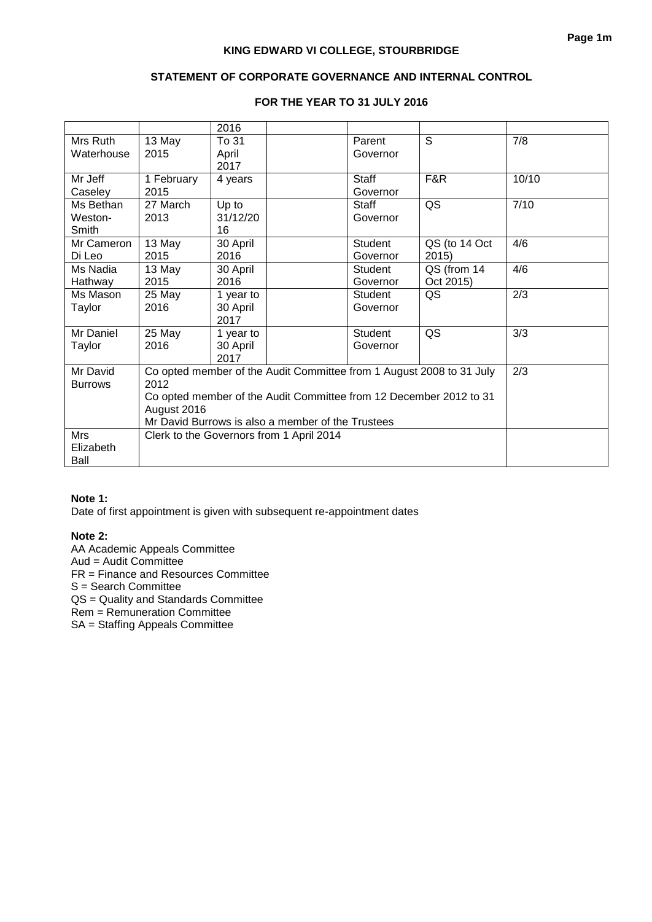## KING EDWARD VI COLLEGE, STOURBRIDGE

## STATEMENT OF CORPORATE GOVERNANCE AND INTERNAL CONTROL

## FOR THE YEAR TO 31 JULY 2016

| | | | | | | |
|---|---|---|---|---|---|---|
| | | 2016 | | | | |
| Mrs Ruth Waterhouse | 13 May 2015 | To 31 April 2017 | | Parent Governor | S | 7/8 |
| Mr Jeff Caseley | 1 February 2015 | 4 years | | Staff Governor | F&R | 10/10 |
| Ms Bethan Weston-Smith | 27 March 2013 | Up to 31/12/2016 | | Staff Governor | QS | 7/10 |
| Mr Cameron Di Leo | 13 May 2015 | 30 April 2016 | | Student Governor | QS (to 14 Oct 2015) | 4/6 |
| Ms Nadia Hathway | 13 May 2015 | 30 April 2016 | | Student Governor | QS (from 14 Oct 2015) | 4/6 |
| Ms Mason Taylor | 25 May 2016 | 1 year to 30 April 2017 | | Student Governor | QS | 2/3 |
| Mr Daniel Taylor | 25 May 2016 | 1 year to 30 April 2017 | | Student Governor | QS | 3/3 |
| Mr David Burrows | Co opted member of the Audit Committee from 1 August 2008 to 31 July 2012<br>Co opted member of the Audit Committee from 12 December 2012 to 31 August 2016<br>Mr David Burrows is also a member of the Trustees | | | | | 2/3 |
| Mrs Elizabeth Ball | Clerk to the Governors from 1 April 2014 | | | | | |

**Note 1:**
Date of first appointment is given with subsequent re-appointment dates

**Note 2:**
AA Academic Appeals Committee
Aud = Audit Committee
FR = Finance and Resources Committee
S = Search Committee
QS = Quality and Standards Committee
Rem = Remuneration Committee
SA = Staffing Appeals Committee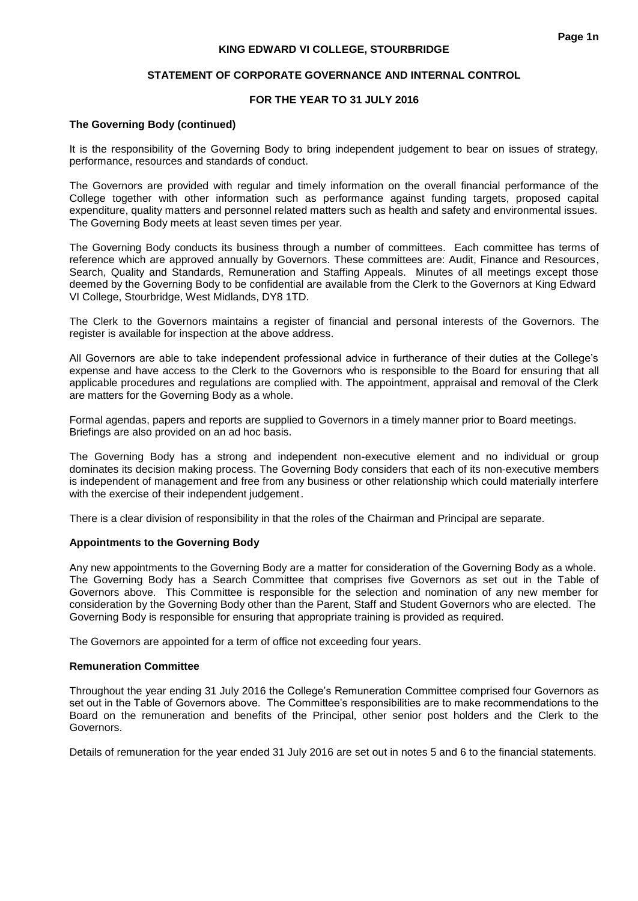### The Governing Body (continued)

It is the responsibility of the Governing Body to bring independent judgement to bear on issues of strategy, performance, resources and standards of conduct.

The Governors are provided with regular and timely information on the overall financial performance of the College together with other information such as performance against funding targets, proposed capital expenditure, quality matters and personnel related matters such as health and safety and environmental issues. The Governing Body meets at least seven times per year.

The Governing Body conducts its business through a number of committees. Each committee has terms of reference which are approved annually by Governors. These committees are: Audit, Finance and Resources, Search, Quality and Standards, Remuneration and Staffing Appeals. Minutes of all meetings except those deemed by the Governing Body to be confidential are available from the Clerk to the Governors at King Edward VI College, Stourbridge, West Midlands, DY8 1TD.

The Clerk to the Governors maintains a register of financial and personal interests of the Governors. The register is available for inspection at the above address.

All Governors are able to take independent professional advice in furtherance of their duties at the College's expense and have access to the Clerk to the Governors who is responsible to the Board for ensuring that all applicable procedures and regulations are complied with. The appointment, appraisal and removal of the Clerk are matters for the Governing Body as a whole.

Formal agendas, papers and reports are supplied to Governors in a timely manner prior to Board meetings. Briefings are also provided on an ad hoc basis.

The Governing Body has a strong and independent non-executive element and no individual or group dominates its decision making process. The Governing Body considers that each of its non-executive members is independent of management and free from any business or other relationship which could materially interfere with the exercise of their independent judgement.

There is a clear division of responsibility in that the roles of the Chairman and Principal are separate.

### Appointments to the Governing Body

Any new appointments to the Governing Body are a matter for consideration of the Governing Body as a whole. The Governing Body has a Search Committee that comprises five Governors as set out in the Table of Governors above. This Committee is responsible for the selection and nomination of any new member for consideration by the Governing Body other than the Parent, Staff and Student Governors who are elected. The Governing Body is responsible for ensuring that appropriate training is provided as required.

The Governors are appointed for a term of office not exceeding four years.

### Remuneration Committee

Throughout the year ending 31 July 2016 the College's Remuneration Committee comprised four Governors as set out in the Table of Governors above. The Committee's responsibilities are to make recommendations to the Board on the remuneration and benefits of the Principal, other senior post holders and the Clerk to the Governors.

Details of remuneration for the year ended 31 July 2016 are set out in notes 5 and 6 to the financial statements.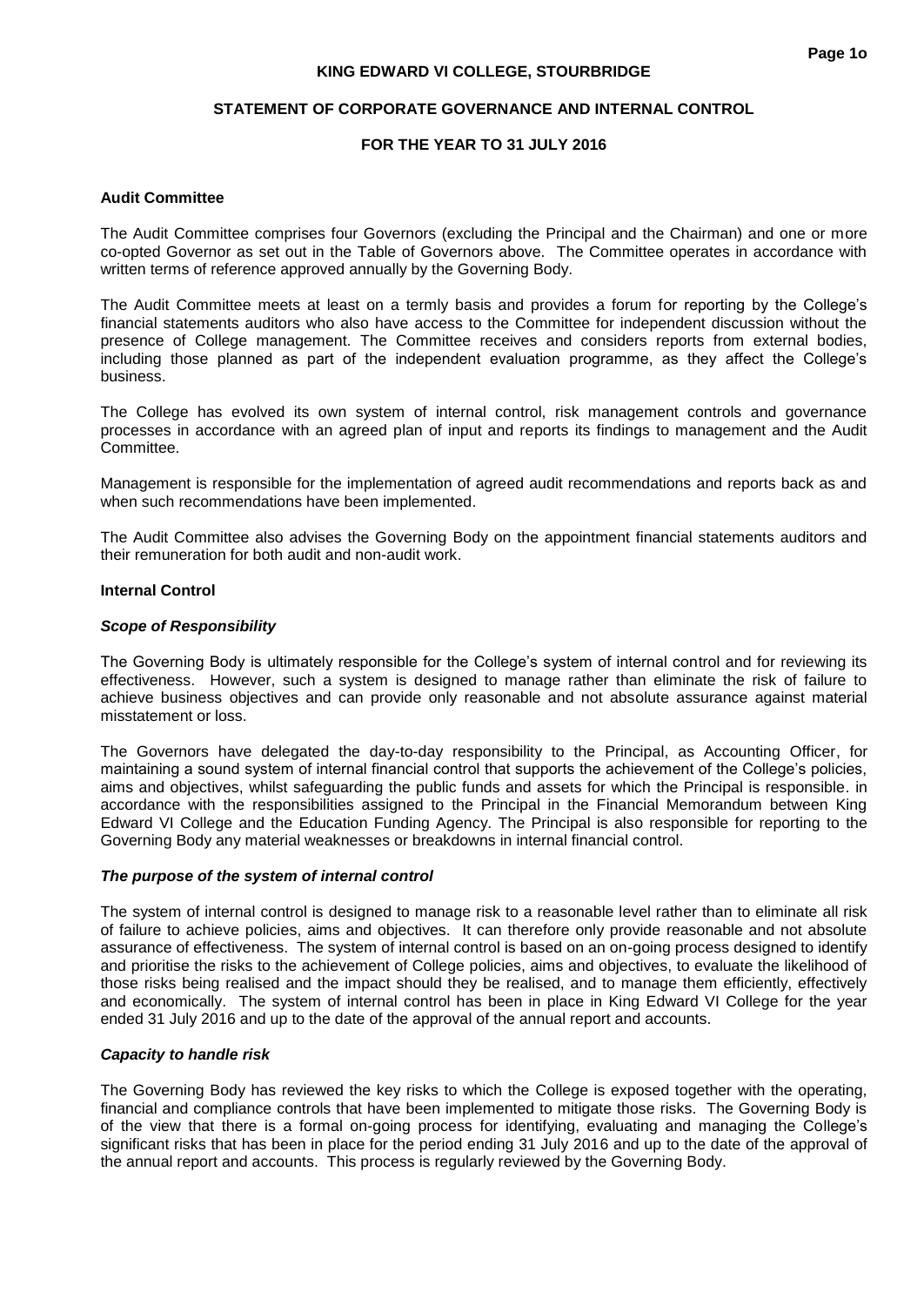## Audit Committee

The Audit Committee comprises four Governors (excluding the Principal and the Chairman) and one or more co-opted Governor as set out in the Table of Governors above. The Committee operates in accordance with written terms of reference approved annually by the Governing Body.

The Audit Committee meets at least on a termly basis and provides a forum for reporting by the College's financial statements auditors who also have access to the Committee for independent discussion without the presence of College management. The Committee receives and considers reports from external bodies, including those planned as part of the independent evaluation programme, as they affect the College's business.

The College has evolved its own system of internal control, risk management controls and governance processes in accordance with an agreed plan of input and reports its findings to management and the Audit Committee.

Management is responsible for the implementation of agreed audit recommendations and reports back as and when such recommendations have been implemented.

The Audit Committee also advises the Governing Body on the appointment financial statements auditors and their remuneration for both audit and non-audit work.

## Internal Control

### *Scope of Responsibility*

The Governing Body is ultimately responsible for the College's system of internal control and for reviewing its effectiveness. However, such a system is designed to manage rather than eliminate the risk of failure to achieve business objectives and can provide only reasonable and not absolute assurance against material misstatement or loss.

The Governors have delegated the day-to-day responsibility to the Principal, as Accounting Officer, for maintaining a sound system of internal financial control that supports the achievement of the College's policies, aims and objectives, whilst safeguarding the public funds and assets for which the Principal is responsible. in accordance with the responsibilities assigned to the Principal in the Financial Memorandum between King Edward VI College and the Education Funding Agency. The Principal is also responsible for reporting to the Governing Body any material weaknesses or breakdowns in internal financial control.

### *The purpose of the system of internal control*

The system of internal control is designed to manage risk to a reasonable level rather than to eliminate all risk of failure to achieve policies, aims and objectives. It can therefore only provide reasonable and not absolute assurance of effectiveness. The system of internal control is based on an on-going process designed to identify and prioritise the risks to the achievement of College policies, aims and objectives, to evaluate the likelihood of those risks being realised and the impact should they be realised, and to manage them efficiently, effectively and economically. The system of internal control has been in place in King Edward VI College for the year ended 31 July 2016 and up to the date of the approval of the annual report and accounts.

### *Capacity to handle risk*

The Governing Body has reviewed the key risks to which the College is exposed together with the operating, financial and compliance controls that have been implemented to mitigate those risks. The Governing Body is of the view that there is a formal on-going process for identifying, evaluating and managing the College's significant risks that has been in place for the period ending 31 July 2016 and up to the date of the approval of the annual report and accounts. This process is regularly reviewed by the Governing Body.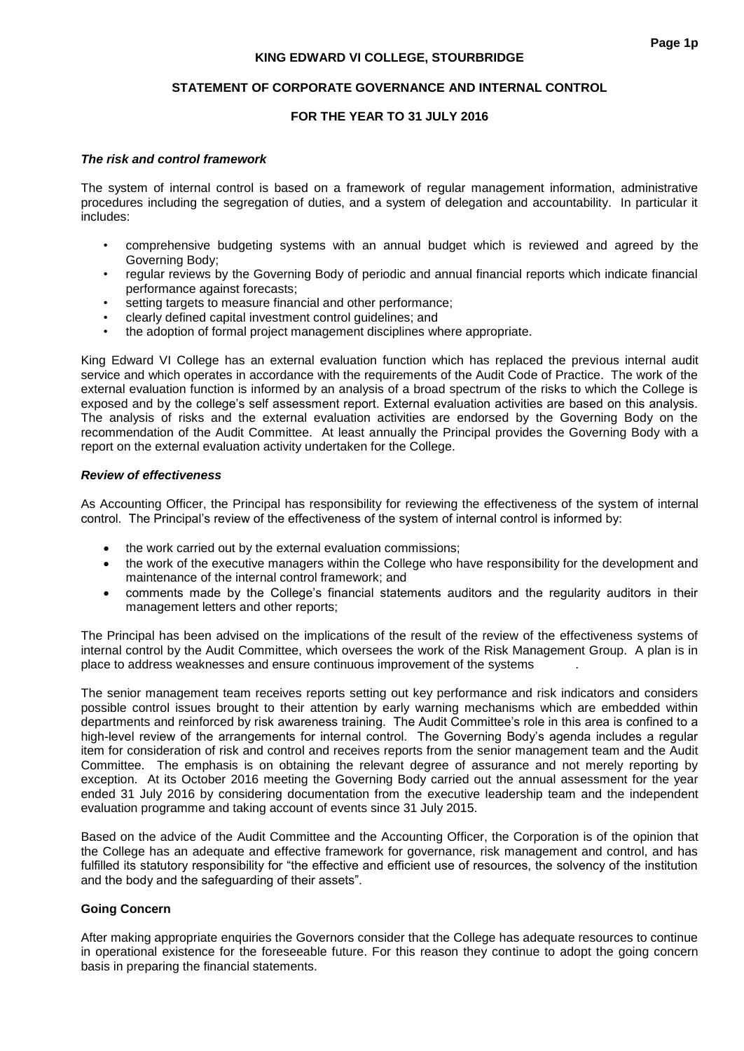**KING EDWARD VI COLLEGE, STOURBRIDGE**

**STATEMENT OF CORPORATE GOVERNANCE AND INTERNAL CONTROL**

**FOR THE YEAR TO 31 JULY 2016**

***The risk and control framework***

The system of internal control is based on a framework of regular management information, administrative procedures including the segregation of duties, and a system of delegation and accountability. In particular it includes:

- comprehensive budgeting systems with an annual budget which is reviewed and agreed by the Governing Body;
- regular reviews by the Governing Body of periodic and annual financial reports which indicate financial performance against forecasts;
- setting targets to measure financial and other performance;
- clearly defined capital investment control guidelines; and
- the adoption of formal project management disciplines where appropriate.

King Edward VI College has an external evaluation function which has replaced the previous internal audit service and which operates in accordance with the requirements of the Audit Code of Practice. The work of the external evaluation function is informed by an analysis of a broad spectrum of the risks to which the College is exposed and by the college's self assessment report. External evaluation activities are based on this analysis. The analysis of risks and the external evaluation activities are endorsed by the Governing Body on the recommendation of the Audit Committee. At least annually the Principal provides the Governing Body with a report on the external evaluation activity undertaken for the College.

***Review of effectiveness***

As Accounting Officer, the Principal has responsibility for reviewing the effectiveness of the system of internal control. The Principal's review of the effectiveness of the system of internal control is informed by:

- the work carried out by the external evaluation commissions;
- the work of the executive managers within the College who have responsibility for the development and maintenance of the internal control framework; and
- comments made by the College's financial statements auditors and the regularity auditors in their management letters and other reports;

The Principal has been advised on the implications of the result of the review of the effectiveness systems of internal control by the Audit Committee, which oversees the work of the Risk Management Group. A plan is in place to address weaknesses and ensure continuous improvement of the systems.

The senior management team receives reports setting out key performance and risk indicators and considers possible control issues brought to their attention by early warning mechanisms which are embedded within departments and reinforced by risk awareness training. The Audit Committee's role in this area is confined to a high-level review of the arrangements for internal control. The Governing Body's agenda includes a regular item for consideration of risk and control and receives reports from the senior management team and the Audit Committee. The emphasis is on obtaining the relevant degree of assurance and not merely reporting by exception. At its October 2016 meeting the Governing Body carried out the annual assessment for the year ended 31 July 2016 by considering documentation from the executive leadership team and the independent evaluation programme and taking account of events since 31 July 2015.

Based on the advice of the Audit Committee and the Accounting Officer, the Corporation is of the opinion that the College has an adequate and effective framework for governance, risk management and control, and has fulfilled its statutory responsibility for "the effective and efficient use of resources, the solvency of the institution and the body and the safeguarding of their assets".

**Going Concern**

After making appropriate enquiries the Governors consider that the College has adequate resources to continue in operational existence for the foreseeable future. For this reason they continue to adopt the going concern basis in preparing the financial statements.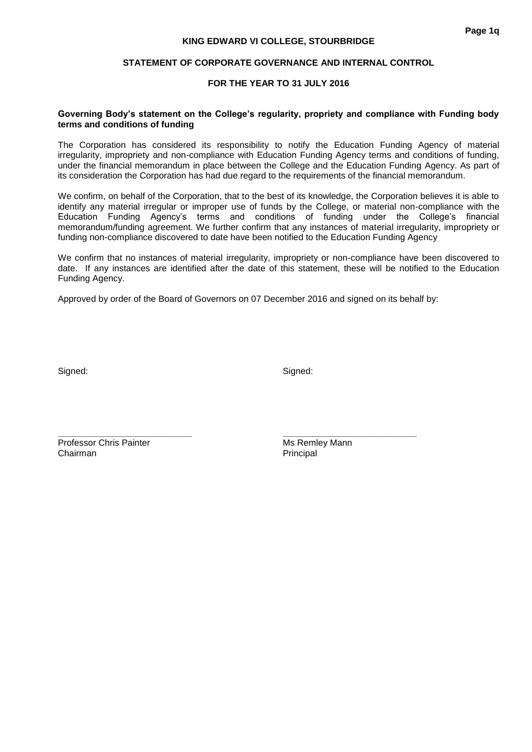# KING EDWARD VI COLLEGE, STOURBRIDGE

## STATEMENT OF CORPORATE GOVERNANCE AND INTERNAL CONTROL

## FOR THE YEAR TO 31 JULY 2016

**Governing Body's statement on the College's regularity, propriety and compliance with Funding body terms and conditions of funding**

The Corporation has considered its responsibility to notify the Education Funding Agency of material irregularity, impropriety and non-compliance with Education Funding Agency terms and conditions of funding, under the financial memorandum in place between the College and the Education Funding Agency. As part of its consideration the Corporation has had due regard to the requirements of the financial memorandum.

We confirm, on behalf of the Corporation, that to the best of its knowledge, the Corporation believes it is able to identify any material irregular or improper use of funds by the College, or material non-compliance with the Education Funding Agency's terms and conditions of funding under the College's financial memorandum/funding agreement. We further confirm that any instances of material irregularity, impropriety or funding non-compliance discovered to date have been notified to the Education Funding Agency

We confirm that no instances of material irregularity, impropriety or non-compliance have been discovered to date. If any instances are identified after the date of this statement, these will be notified to the Education Funding Agency.

Approved by order of the Board of Governors on 07 December 2016 and signed on its behalf by:

Signed:

\_\_\_\_\_\_\_\_\_\_\_\_\_\_\_\_\_\_\_\_\_\_\_\_\_\_\_

Professor Chris Painter
Chairman

Signed:

\_\_\_\_\_\_\_\_\_\_\_\_\_\_\_\_\_\_\_\_\_\_\_\_\_\_\_

Ms Remley Mann
Principal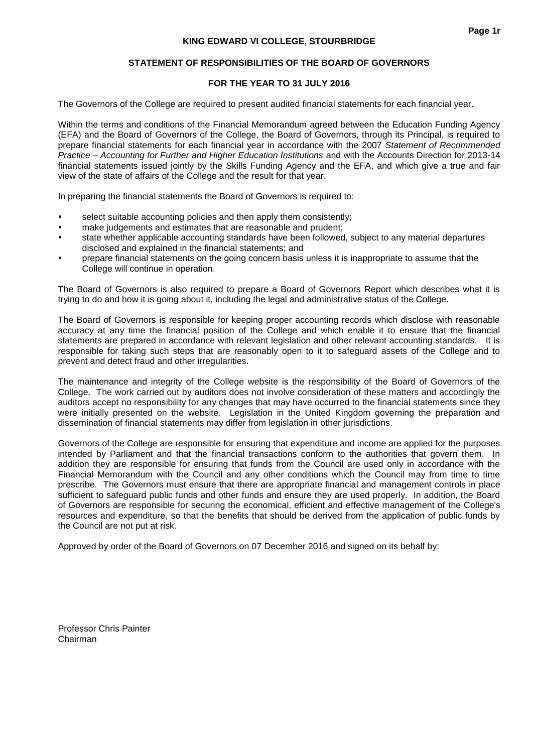# KING EDWARD VI COLLEGE, STOURBRIDGE

## STATEMENT OF RESPONSIBILITIES OF THE BOARD OF GOVERNORS

### FOR THE YEAR TO 31 JULY 2016

The Governors of the College are required to present audited financial statements for each financial year.

Within the terms and conditions of the Financial Memorandum agreed between the Education Funding Agency (EFA) and the Board of Governors of the College, the Board of Governors, through its Principal, is required to prepare financial statements for each financial year in accordance with the 2007 *Statement of Recommended Practice – Accounting for Further and Higher Education Institutions* and with the Accounts Direction for 2013-14 financial statements issued jointly by the Skills Funding Agency and the EFA, and which give a true and fair view of the state of affairs of the College and the result for that year.

In preparing the financial statements the Board of Governors is required to:

- select suitable accounting policies and then apply them consistently;
- make judgements and estimates that are reasonable and prudent;
- state whether applicable accounting standards have been followed, subject to any material departures disclosed and explained in the financial statements; and
- prepare financial statements on the going concern basis unless it is inappropriate to assume that the College will continue in operation.

The Board of Governors is also required to prepare a Board of Governors Report which describes what it is trying to do and how it is going about it, including the legal and administrative status of the College.

The Board of Governors is responsible for keeping proper accounting records which disclose with reasonable accuracy at any time the financial position of the College and which enable it to ensure that the financial statements are prepared in accordance with relevant legislation and other relevant accounting standards. It is responsible for taking such steps that are reasonably open to it to safeguard assets of the College and to prevent and detect fraud and other irregularities.

The maintenance and integrity of the College website is the responsibility of the Board of Governors of the College. The work carried out by auditors does not involve consideration of these matters and accordingly the auditors accept no responsibility for any changes that may have occurred to the financial statements since they were initially presented on the website. Legislation in the United Kingdom governing the preparation and dissemination of financial statements may differ from legislation in other jurisdictions.

Governors of the College are responsible for ensuring that expenditure and income are applied for the purposes intended by Parliament and that the financial transactions conform to the authorities that govern them. In addition they are responsible for ensuring that funds from the Council are used only in accordance with the Financial Memorandum with the Council and any other conditions which the Council may from time to time prescribe. The Governors must ensure that there are appropriate financial and management controls in place sufficient to safeguard public funds and other funds and ensure they are used properly. In addition, the Board of Governors are responsible for securing the economical, efficient and effective management of the College's resources and expenditure, so that the benefits that should be derived from the application of public funds by the Council are not put at risk.

Approved by order of the Board of Governors on 07 December 2016 and signed on its behalf by:

Professor Chris Painter
Chairman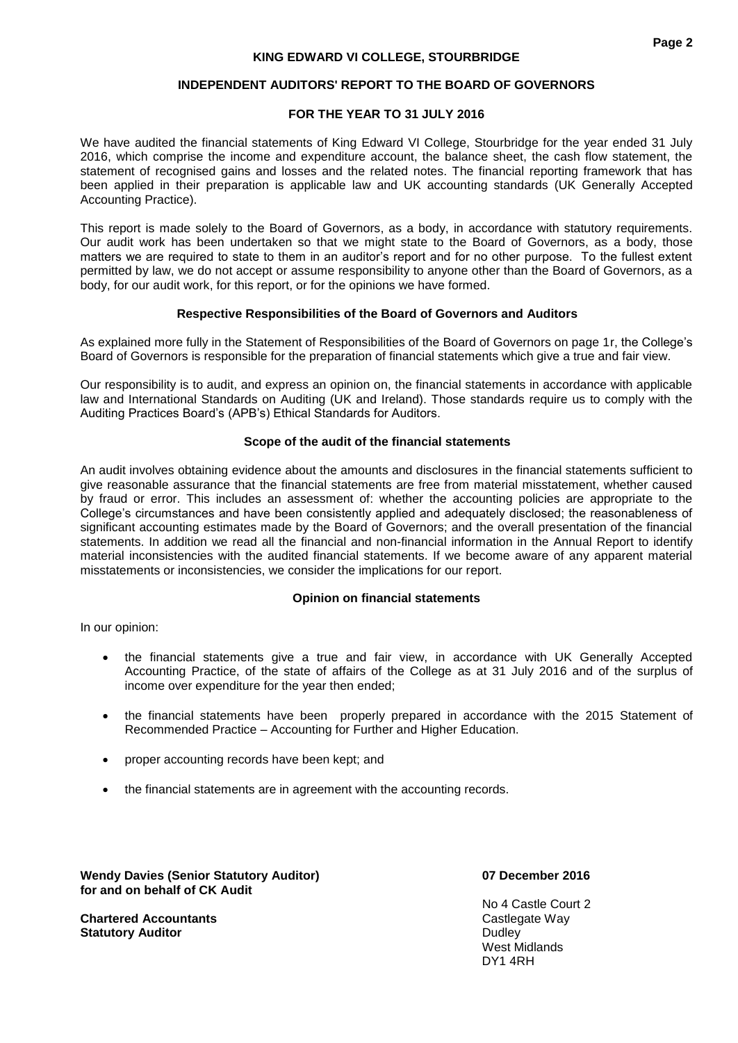# KING EDWARD VI COLLEGE, STOURBRIDGE

## INDEPENDENT AUDITORS' REPORT TO THE BOARD OF GOVERNORS

### FOR THE YEAR TO 31 JULY 2016

We have audited the financial statements of King Edward VI College, Stourbridge for the year ended 31 July 2016, which comprise the income and expenditure account, the balance sheet, the cash flow statement, the statement of recognised gains and losses and the related notes. The financial reporting framework that has been applied in their preparation is applicable law and UK accounting standards (UK Generally Accepted Accounting Practice).

This report is made solely to the Board of Governors, as a body, in accordance with statutory requirements. Our audit work has been undertaken so that we might state to the Board of Governors, as a body, those matters we are required to state to them in an auditor's report and for no other purpose. To the fullest extent permitted by law, we do not accept or assume responsibility to anyone other than the Board of Governors, as a body, for our audit work, for this report, or for the opinions we have formed.

### Respective Responsibilities of the Board of Governors and Auditors

As explained more fully in the Statement of Responsibilities of the Board of Governors on page 1r, the College's Board of Governors is responsible for the preparation of financial statements which give a true and fair view.

Our responsibility is to audit, and express an opinion on, the financial statements in accordance with applicable law and International Standards on Auditing (UK and Ireland). Those standards require us to comply with the Auditing Practices Board's (APB's) Ethical Standards for Auditors.

### Scope of the audit of the financial statements

An audit involves obtaining evidence about the amounts and disclosures in the financial statements sufficient to give reasonable assurance that the financial statements are free from material misstatement, whether caused by fraud or error. This includes an assessment of: whether the accounting policies are appropriate to the College's circumstances and have been consistently applied and adequately disclosed; the reasonableness of significant accounting estimates made by the Board of Governors; and the overall presentation of the financial statements. In addition we read all the financial and non-financial information in the Annual Report to identify material inconsistencies with the audited financial statements. If we become aware of any apparent material misstatements or inconsistencies, we consider the implications for our report.

### Opinion on financial statements

In our opinion:

- the financial statements give a true and fair view, in accordance with UK Generally Accepted Accounting Practice, of the state of affairs of the College as at 31 July 2016 and of the surplus of income over expenditure for the year then ended;
- the financial statements have been properly prepared in accordance with the 2015 Statement of Recommended Practice – Accounting for Further and Higher Education.
- proper accounting records have been kept; and
- the financial statements are in agreement with the accounting records.

**Wendy Davies (Senior Statutory Auditor)**
**for and on behalf of CK Audit**

**Chartered Accountants**
**Statutory Auditor**

**07 December 2016**

No 4 Castle Court 2
Castlegate Way
Dudley
West Midlands
DY1 4RH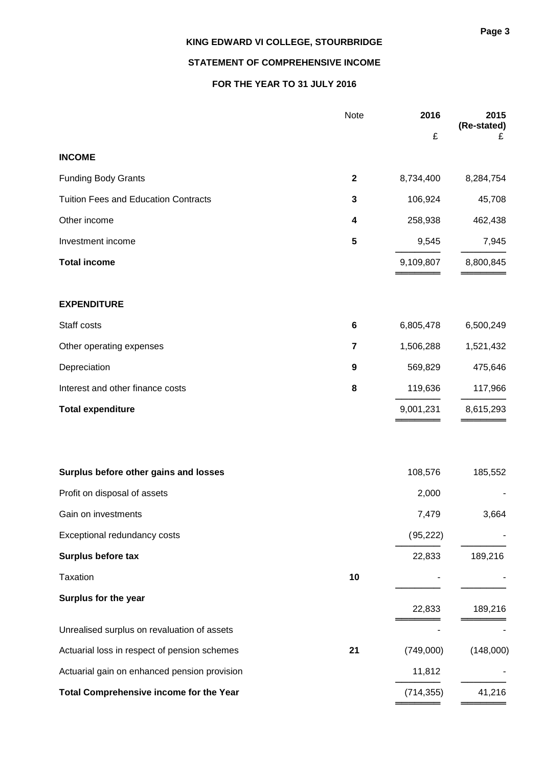**KING EDWARD VI COLLEGE, STOURBRIDGE**

**STATEMENT OF COMPREHENSIVE INCOME**

**FOR THE YEAR TO 31 JULY 2016**

| | Note | 2016 £ | 2015 (Re-stated) £ |
|---|---|---|---|
| **INCOME** | | | |
| Funding Body Grants | 2 | 8,734,400 | 8,284,754 |
| Tuition Fees and Education Contracts | 3 | 106,924 | 45,708 |
| Other income | 4 | 258,938 | 462,438 |
| Investment income | 5 | 9,545 | 7,945 |
| **Total income** | | 9,109,807 | 8,800,845 |
| **EXPENDITURE** | | | |
| Staff costs | 6 | 6,805,478 | 6,500,249 |
| Other operating expenses | 7 | 1,506,288 | 1,521,432 |
| Depreciation | 9 | 569,829 | 475,646 |
| Interest and other finance costs | 8 | 119,636 | 117,966 |
| **Total expenditure** | | 9,001,231 | 8,615,293 |
| **Surplus before other gains and losses** | | 108,576 | 185,552 |
| Profit on disposal of assets | | 2,000 | - |
| Gain on investments | | 7,479 | 3,664 |
| Exceptional redundancy costs | | (95,222) | - |
| **Surplus before tax** | | 22,833 | 189,216 |
| Taxation | 10 | - | - |
| **Surplus for the year** | | 22,833 | 189,216 |
| Unrealised surplus on revaluation of assets | | - | - |
| Actuarial loss in respect of pension schemes | 21 | (749,000) | (148,000) |
| Actuarial gain on enhanced pension provision | | 11,812 | - |
| **Total Comprehensive income for the Year** | | (714,355) | 41,216 |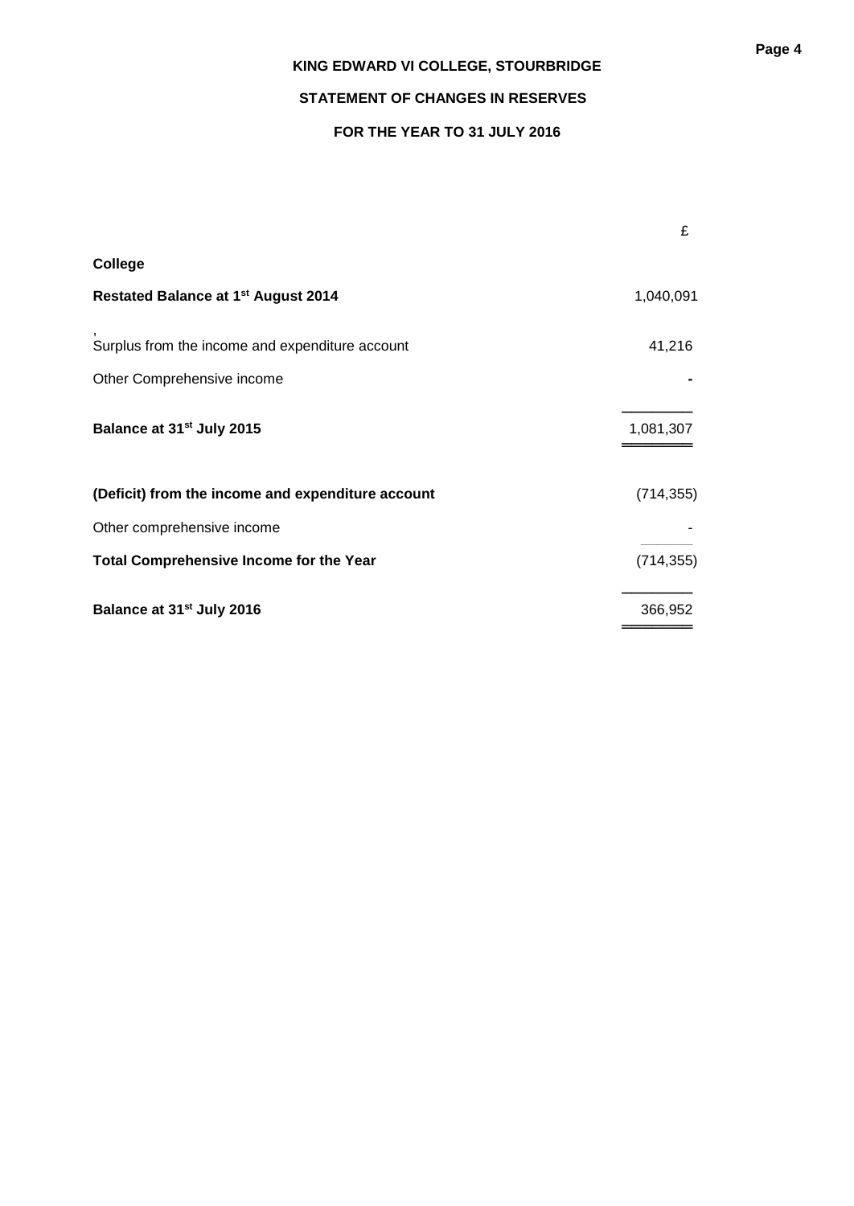**KING EDWARD VI COLLEGE, STOURBRIDGE**

**STATEMENT OF CHANGES IN RESERVES**

**FOR THE YEAR TO 31 JULY 2016**

| | £ |
|---|---|
| **College** | |
| **Restated Balance at 1st August 2014** | 1,040,091 |
| Surplus from the income and expenditure account | 41,216 |
| Other Comprehensive income | - |
| **Balance at 31st July 2015** | 1,081,307 |
| **(Deficit) from the income and expenditure account** | (714,355) |
| Other comprehensive income | - |
| **Total Comprehensive Income for the Year** | (714,355) |
| **Balance at 31st July 2016** | 366,952 |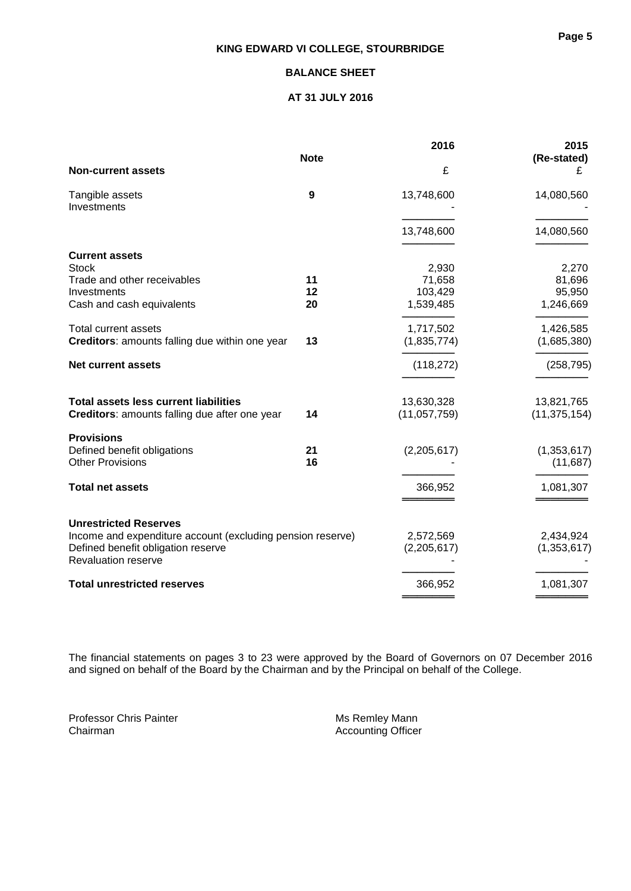# KING EDWARD VI COLLEGE, STOURBRIDGE

## BALANCE SHEET

## AT 31 JULY 2016

| | Note | 2016 | 2015 (Re-stated) |
|---|---|---|---|
| **Non-current assets** | | £ | £ |
| Tangible assets | 9 | 13,748,600 | 14,080,560 |
| Investments | | - | - |
| | | 13,748,600 | 14,080,560 |
| **Current assets** | | | |
| Stock | | 2,930 | 2,270 |
| Trade and other receivables | 11 | 71,658 | 81,696 |
| Investments | 12 | 103,429 | 95,950 |
| Cash and cash equivalents | 20 | 1,539,485 | 1,246,669 |
| Total current assets | | 1,717,502 | 1,426,585 |
| **Creditors**: amounts falling due within one year | 13 | (1,835,774) | (1,685,380) |
| **Net current assets** | | (118,272) | (258,795) |
| **Total assets less current liabilities** | | 13,630,328 | 13,821,765 |
| **Creditors**: amounts falling due after one year | 14 | (11,057,759) | (11,375,154) |
| **Provisions** | | | |
| Defined benefit obligations | 21 | (2,205,617) | (1,353,617) |
| Other Provisions | 16 | - | (11,687) |
| **Total net assets** | | 366,952 | 1,081,307 |
| **Unrestricted Reserves** | | | |
| Income and expenditure account (excluding pension reserve) | | 2,572,569 | 2,434,924 |
| Defined benefit obligation reserve | | (2,205,617) | (1,353,617) |
| Revaluation reserve | | - | - |
| **Total unrestricted reserves** | | 366,952 | 1,081,307 |

The financial statements on pages 3 to 23 were approved by the Board of Governors on 07 December 2016 and signed on behalf of the Board by the Chairman and by the Principal on behalf of the College.

Professor Chris Painter
Chairman

Ms Remley Mann
Accounting Officer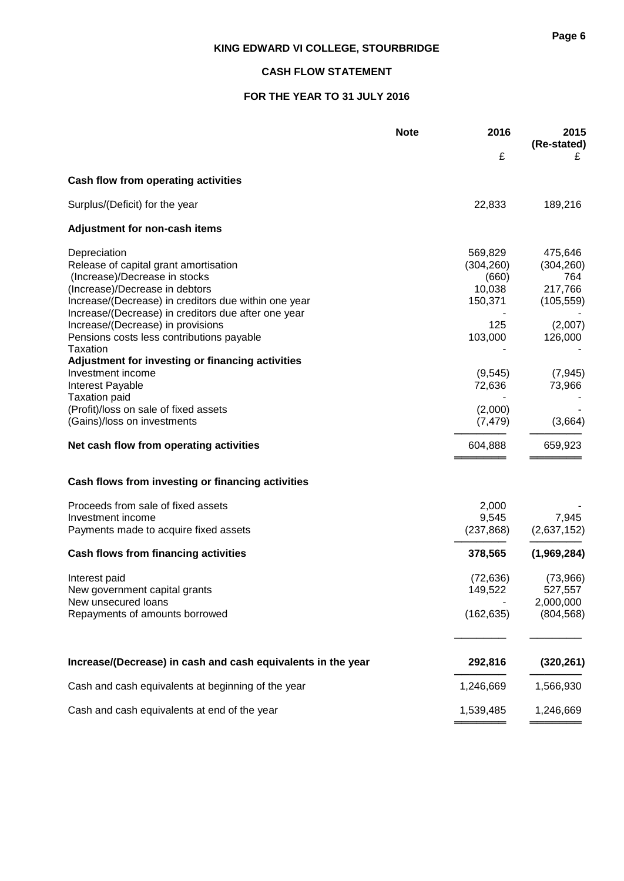# KING EDWARD VI COLLEGE, STOURBRIDGE

## CASH FLOW STATEMENT

## FOR THE YEAR TO 31 JULY 2016

| | Note | 2016 | 2015 (Re-stated) |
|---|---|---|---|
| | | £ | £ |
| **Cash flow from operating activities** | | | |
| Surplus/(Deficit) for the year | | 22,833 | 189,216 |
| **Adjustment for non-cash items** | | | |
| Depreciation | | 569,829 | 475,646 |
| Release of capital grant amortisation | | (304,260) | (304,260) |
| (Increase)/Decrease in stocks | | (660) | 764 |
| (Increase)/Decrease in debtors | | 10,038 | 217,766 |
| Increase/(Decrease) in creditors due within one year | | 150,371 | (105,559) |
| Increase/(Decrease) in creditors due after one year | | - | - |
| Increase/(Decrease) in provisions | | 125 | (2,007) |
| Pensions costs less contributions payable | | 103,000 | 126,000 |
| Taxation | | - | - |
| **Adjustment for investing or financing activities** | | | |
| Investment income | | (9,545) | (7,945) |
| Interest Payable | | 72,636 | 73,966 |
| Taxation paid | | - | - |
| (Profit)/loss on sale of fixed assets | | (2,000) | - |
| (Gains)/loss on investments | | (7,479) | (3,664) |
| **Net cash flow from operating activities** | | 604,888 | 659,923 |
| **Cash flows from investing or financing activities** | | | |
| Proceeds from sale of fixed assets | | 2,000 | - |
| Investment income | | 9,545 | 7,945 |
| Payments made to acquire fixed assets | | (237,868) | (2,637,152) |
| **Cash flows from financing activities** | | **378,565** | **(1,969,284)** |
| Interest paid | | (72,636) | (73,966) |
| New government capital grants | | 149,522 | 527,557 |
| New unsecured loans | | - | 2,000,000 |
| Repayments of amounts borrowed | | (162,635) | (804,568) |
| **Increase/(Decrease) in cash and cash equivalents in the year** | | **292,816** | **(320,261)** |
| Cash and cash equivalents at beginning of the year | | 1,246,669 | 1,566,930 |
| Cash and cash equivalents at end of the year | | 1,539,485 | 1,246,669 |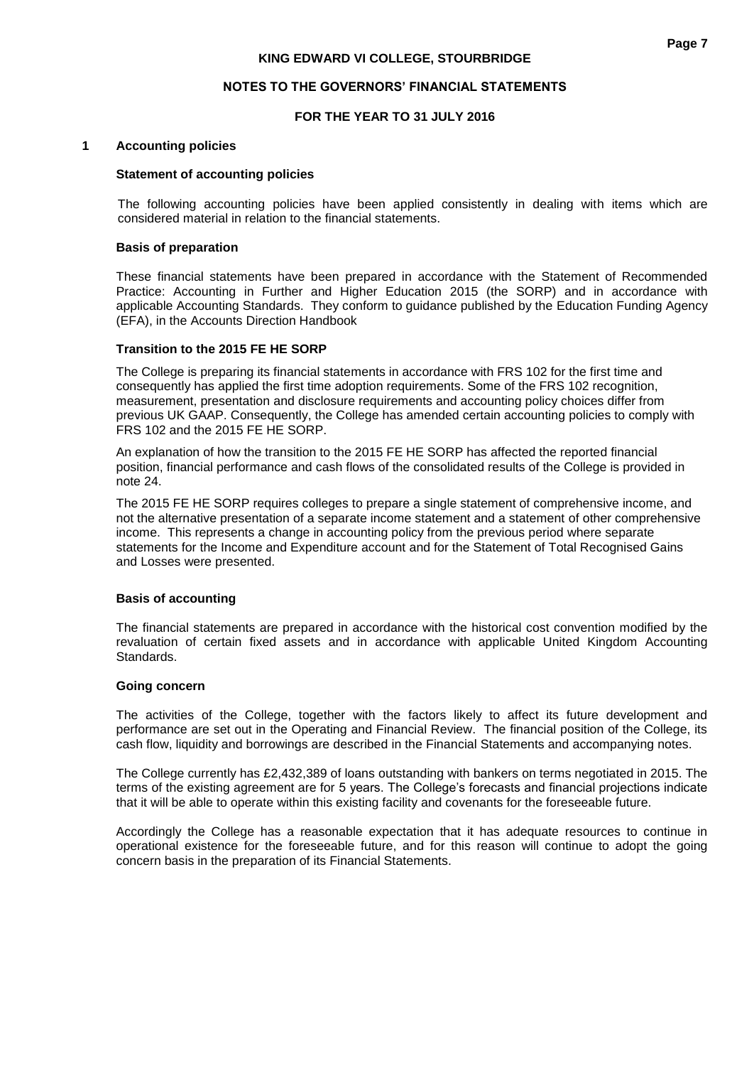# KING EDWARD VI COLLEGE, STOURBRIDGE

## NOTES TO THE GOVERNORS' FINANCIAL STATEMENTS

## FOR THE YEAR TO 31 JULY 2016

### 1 Accounting policies

**Statement of accounting policies**

The following accounting policies have been applied consistently in dealing with items which are considered material in relation to the financial statements.

**Basis of preparation**

These financial statements have been prepared in accordance with the Statement of Recommended Practice: Accounting in Further and Higher Education 2015 (the SORP) and in accordance with applicable Accounting Standards. They conform to guidance published by the Education Funding Agency (EFA), in the Accounts Direction Handbook

**Transition to the 2015 FE HE SORP**

The College is preparing its financial statements in accordance with FRS 102 for the first time and consequently has applied the first time adoption requirements. Some of the FRS 102 recognition, measurement, presentation and disclosure requirements and accounting policy choices differ from previous UK GAAP. Consequently, the College has amended certain accounting policies to comply with FRS 102 and the 2015 FE HE SORP.

An explanation of how the transition to the 2015 FE HE SORP has affected the reported financial position, financial performance and cash flows of the consolidated results of the College is provided in note 24.

The 2015 FE HE SORP requires colleges to prepare a single statement of comprehensive income, and not the alternative presentation of a separate income statement and a statement of other comprehensive income. This represents a change in accounting policy from the previous period where separate statements for the Income and Expenditure account and for the Statement of Total Recognised Gains and Losses were presented.

**Basis of accounting**

The financial statements are prepared in accordance with the historical cost convention modified by the revaluation of certain fixed assets and in accordance with applicable United Kingdom Accounting Standards.

**Going concern**

The activities of the College, together with the factors likely to affect its future development and performance are set out in the Operating and Financial Review. The financial position of the College, its cash flow, liquidity and borrowings are described in the Financial Statements and accompanying notes.

The College currently has £2,432,389 of loans outstanding with bankers on terms negotiated in 2015. The terms of the existing agreement are for 5 years. The College's forecasts and financial projections indicate that it will be able to operate within this existing facility and covenants for the foreseeable future.

Accordingly the College has a reasonable expectation that it has adequate resources to continue in operational existence for the foreseeable future, and for this reason will continue to adopt the going concern basis in the preparation of its Financial Statements.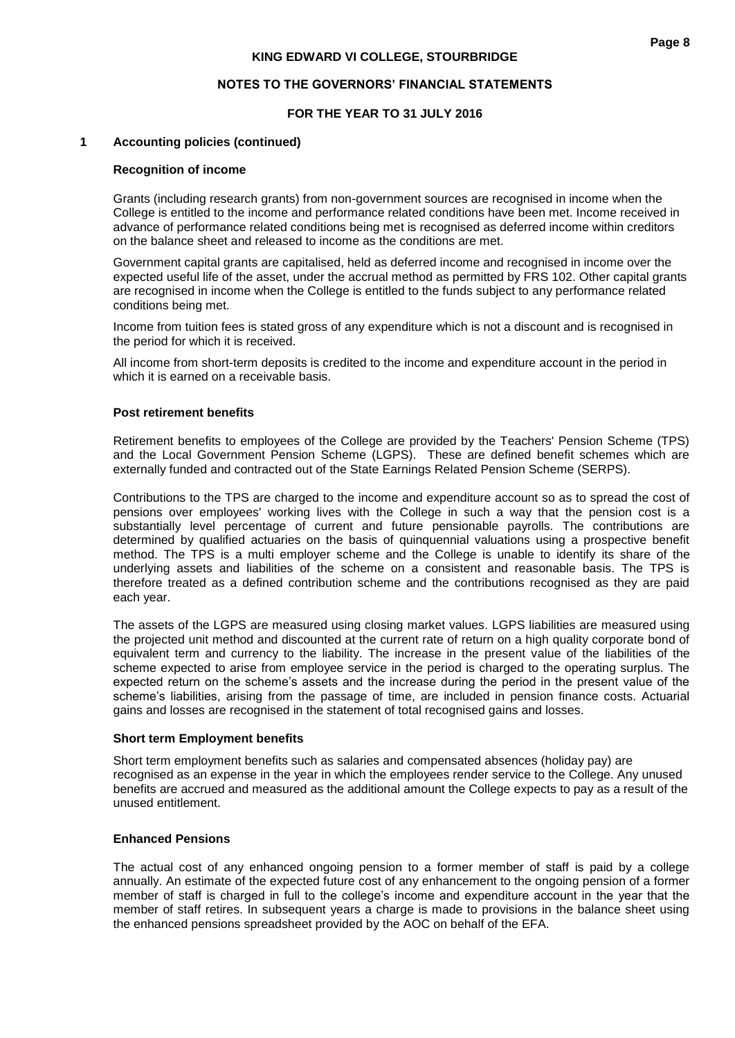## 1 Accounting policies (continued)

### Recognition of income

Grants (including research grants) from non-government sources are recognised in income when the College is entitled to the income and performance related conditions have been met. Income received in advance of performance related conditions being met is recognised as deferred income within creditors on the balance sheet and released to income as the conditions are met.

Government capital grants are capitalised, held as deferred income and recognised in income over the expected useful life of the asset, under the accrual method as permitted by FRS 102. Other capital grants are recognised in income when the College is entitled to the funds subject to any performance related conditions being met.

Income from tuition fees is stated gross of any expenditure which is not a discount and is recognised in the period for which it is received.

All income from short-term deposits is credited to the income and expenditure account in the period in which it is earned on a receivable basis.

### Post retirement benefits

Retirement benefits to employees of the College are provided by the Teachers' Pension Scheme (TPS) and the Local Government Pension Scheme (LGPS). These are defined benefit schemes which are externally funded and contracted out of the State Earnings Related Pension Scheme (SERPS).

Contributions to the TPS are charged to the income and expenditure account so as to spread the cost of pensions over employees' working lives with the College in such a way that the pension cost is a substantially level percentage of current and future pensionable payrolls. The contributions are determined by qualified actuaries on the basis of quinquennial valuations using a prospective benefit method. The TPS is a multi employer scheme and the College is unable to identify its share of the underlying assets and liabilities of the scheme on a consistent and reasonable basis. The TPS is therefore treated as a defined contribution scheme and the contributions recognised as they are paid each year.

The assets of the LGPS are measured using closing market values. LGPS liabilities are measured using the projected unit method and discounted at the current rate of return on a high quality corporate bond of equivalent term and currency to the liability. The increase in the present value of the liabilities of the scheme expected to arise from employee service in the period is charged to the operating surplus. The expected return on the scheme's assets and the increase during the period in the present value of the scheme's liabilities, arising from the passage of time, are included in pension finance costs. Actuarial gains and losses are recognised in the statement of total recognised gains and losses.

### Short term Employment benefits

Short term employment benefits such as salaries and compensated absences (holiday pay) are recognised as an expense in the year in which the employees render service to the College. Any unused benefits are accrued and measured as the additional amount the College expects to pay as a result of the unused entitlement.

### Enhanced Pensions

The actual cost of any enhanced ongoing pension to a former member of staff is paid by a college annually. An estimate of the expected future cost of any enhancement to the ongoing pension of a former member of staff is charged in full to the college's income and expenditure account in the year that the member of staff retires. In subsequent years a charge is made to provisions in the balance sheet using the enhanced pensions spreadsheet provided by the AOC on behalf of the EFA.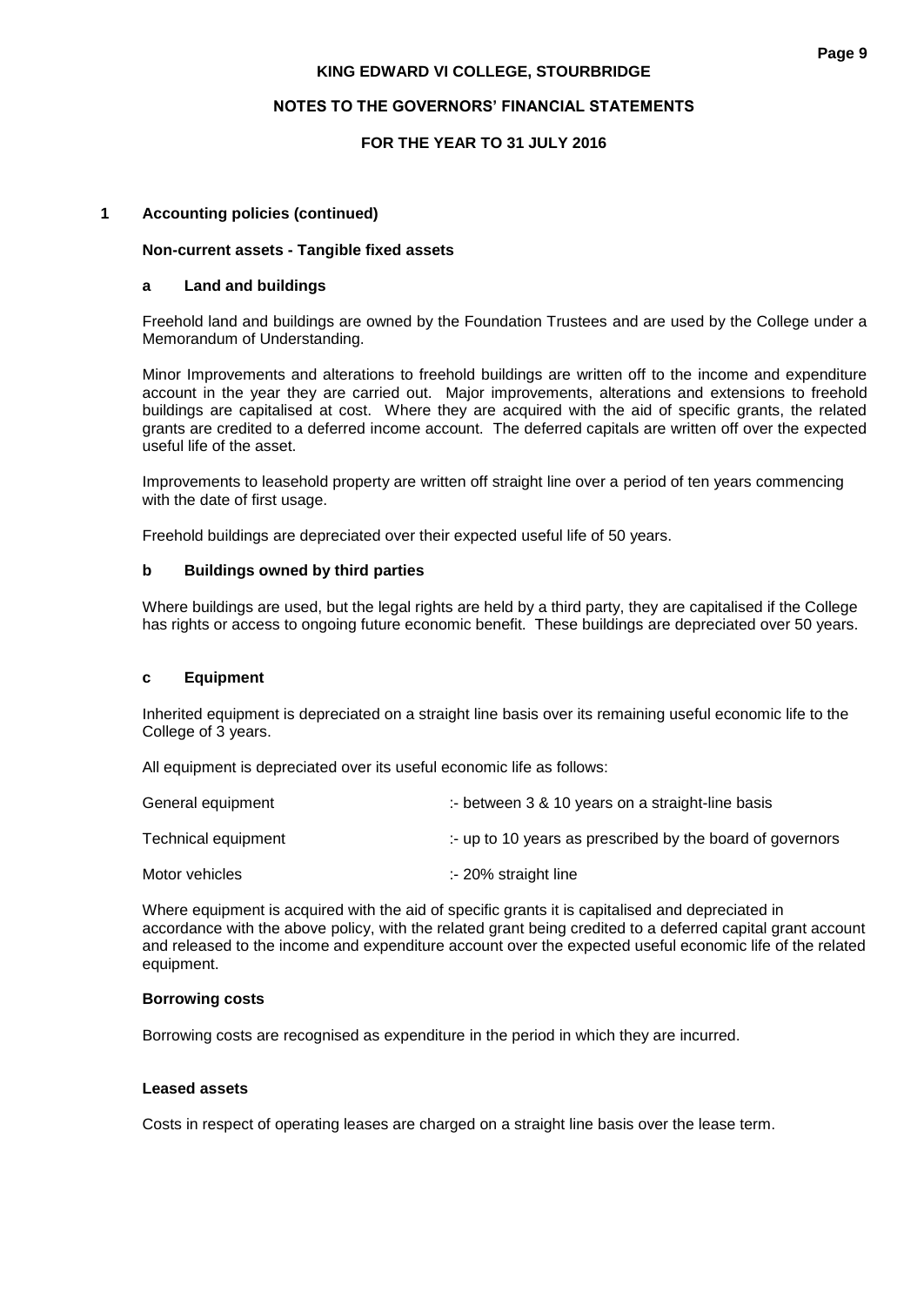## 1 Accounting policies (continued)

### Non-current assets - Tangible fixed assets

#### a Land and buildings

Freehold land and buildings are owned by the Foundation Trustees and are used by the College under a Memorandum of Understanding.

Minor Improvements and alterations to freehold buildings are written off to the income and expenditure account in the year they are carried out. Major improvements, alterations and extensions to freehold buildings are capitalised at cost. Where they are acquired with the aid of specific grants, the related grants are credited to a deferred income account. The deferred capitals are written off over the expected useful life of the asset.

Improvements to leasehold property are written off straight line over a period of ten years commencing with the date of first usage.

Freehold buildings are depreciated over their expected useful life of 50 years.

#### b Buildings owned by third parties

Where buildings are used, but the legal rights are held by a third party, they are capitalised if the College has rights or access to ongoing future economic benefit. These buildings are depreciated over 50 years.

#### c Equipment

Inherited equipment is depreciated on a straight line basis over its remaining useful economic life to the College of 3 years.

All equipment is depreciated over its useful economic life as follows:

| | |
|---|---|
| General equipment | :- between 3 & 10 years on a straight-line basis |
| Technical equipment | :- up to 10 years as prescribed by the board of governors |
| Motor vehicles | :- 20% straight line |

Where equipment is acquired with the aid of specific grants it is capitalised and depreciated in accordance with the above policy, with the related grant being credited to a deferred capital grant account and released to the income and expenditure account over the expected useful economic life of the related equipment.

### Borrowing costs

Borrowing costs are recognised as expenditure in the period in which they are incurred.

### Leased assets

Costs in respect of operating leases are charged on a straight line basis over the lease term.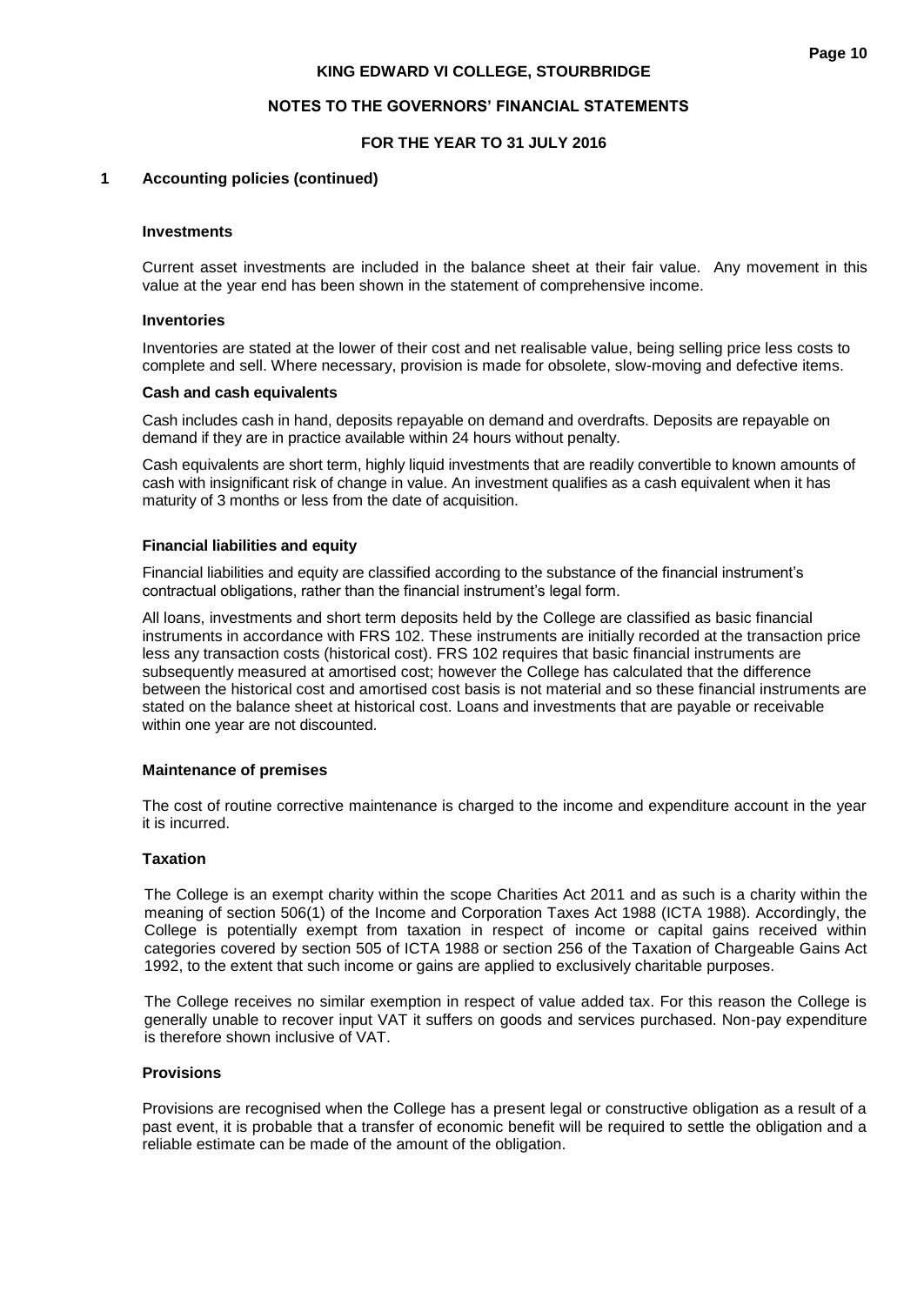## 1 Accounting policies (continued)

### Investments

Current asset investments are included in the balance sheet at their fair value. Any movement in this value at the year end has been shown in the statement of comprehensive income.

### Inventories

Inventories are stated at the lower of their cost and net realisable value, being selling price less costs to complete and sell. Where necessary, provision is made for obsolete, slow-moving and defective items.

### Cash and cash equivalents

Cash includes cash in hand, deposits repayable on demand and overdrafts. Deposits are repayable on demand if they are in practice available within 24 hours without penalty.

Cash equivalents are short term, highly liquid investments that are readily convertible to known amounts of cash with insignificant risk of change in value. An investment qualifies as a cash equivalent when it has maturity of 3 months or less from the date of acquisition.

### Financial liabilities and equity

Financial liabilities and equity are classified according to the substance of the financial instrument's contractual obligations, rather than the financial instrument's legal form.

All loans, investments and short term deposits held by the College are classified as basic financial instruments in accordance with FRS 102. These instruments are initially recorded at the transaction price less any transaction costs (historical cost). FRS 102 requires that basic financial instruments are subsequently measured at amortised cost; however the College has calculated that the difference between the historical cost and amortised cost basis is not material and so these financial instruments are stated on the balance sheet at historical cost. Loans and investments that are payable or receivable within one year are not discounted.

### Maintenance of premises

The cost of routine corrective maintenance is charged to the income and expenditure account in the year it is incurred.

### Taxation

The College is an exempt charity within the scope Charities Act 2011 and as such is a charity within the meaning of section 506(1) of the Income and Corporation Taxes Act 1988 (ICTA 1988). Accordingly, the College is potentially exempt from taxation in respect of income or capital gains received within categories covered by section 505 of ICTA 1988 or section 256 of the Taxation of Chargeable Gains Act 1992, to the extent that such income or gains are applied to exclusively charitable purposes.

The College receives no similar exemption in respect of value added tax. For this reason the College is generally unable to recover input VAT it suffers on goods and services purchased. Non-pay expenditure is therefore shown inclusive of VAT.

### Provisions

Provisions are recognised when the College has a present legal or constructive obligation as a result of a past event, it is probable that a transfer of economic benefit will be required to settle the obligation and a reliable estimate can be made of the amount of the obligation.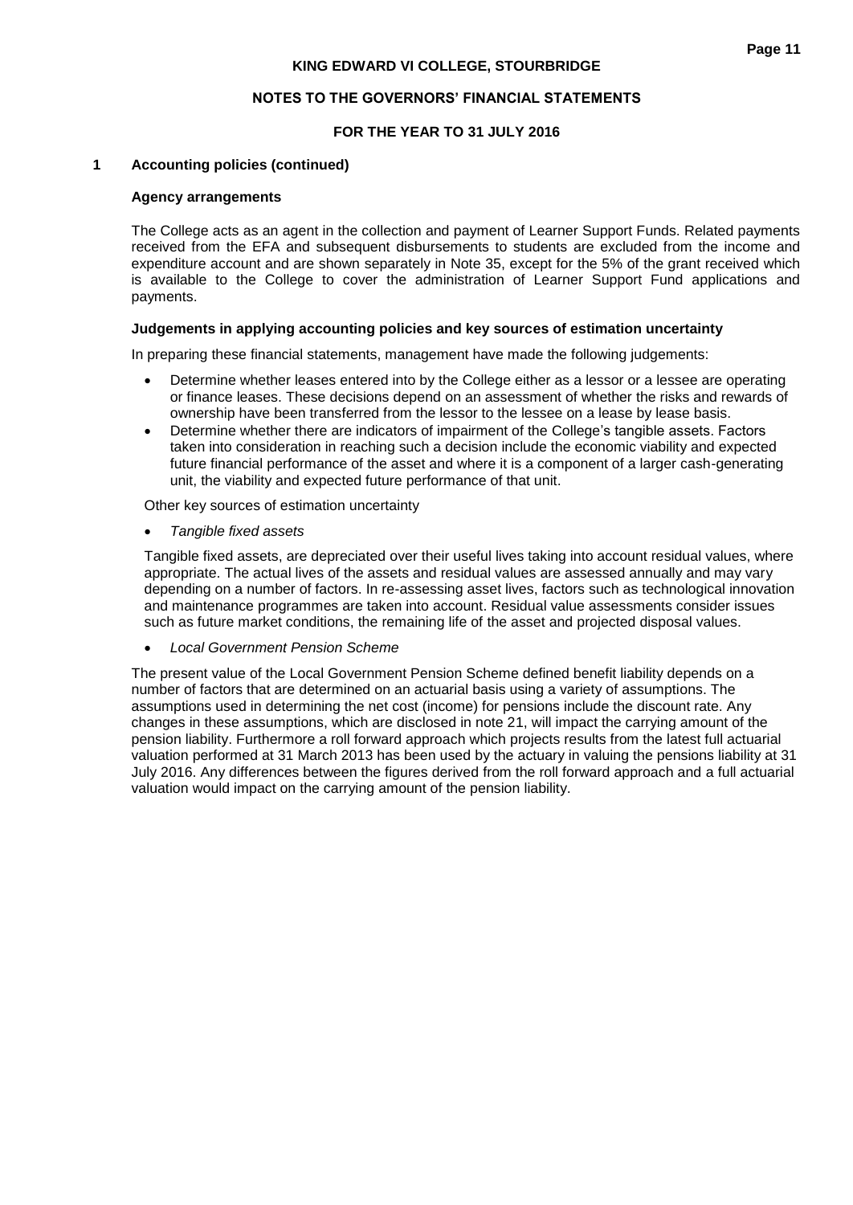## 1 Accounting policies (continued)

### Agency arrangements

The College acts as an agent in the collection and payment of Learner Support Funds. Related payments received from the EFA and subsequent disbursements to students are excluded from the income and expenditure account and are shown separately in Note 35, except for the 5% of the grant received which is available to the College to cover the administration of Learner Support Fund applications and payments.

### Judgements in applying accounting policies and key sources of estimation uncertainty

In preparing these financial statements, management have made the following judgements:

- Determine whether leases entered into by the College either as a lessor or a lessee are operating or finance leases. These decisions depend on an assessment of whether the risks and rewards of ownership have been transferred from the lessor to the lessee on a lease by lease basis.
- Determine whether there are indicators of impairment of the College's tangible assets. Factors taken into consideration in reaching such a decision include the economic viability and expected future financial performance of the asset and where it is a component of a larger cash-generating unit, the viability and expected future performance of that unit.

Other key sources of estimation uncertainty

- *Tangible fixed assets*

Tangible fixed assets, are depreciated over their useful lives taking into account residual values, where appropriate. The actual lives of the assets and residual values are assessed annually and may vary depending on a number of factors. In re-assessing asset lives, factors such as technological innovation and maintenance programmes are taken into account. Residual value assessments consider issues such as future market conditions, the remaining life of the asset and projected disposal values.

- *Local Government Pension Scheme*

The present value of the Local Government Pension Scheme defined benefit liability depends on a number of factors that are determined on an actuarial basis using a variety of assumptions. The assumptions used in determining the net cost (income) for pensions include the discount rate. Any changes in these assumptions, which are disclosed in note 21, will impact the carrying amount of the pension liability. Furthermore a roll forward approach which projects results from the latest full actuarial valuation performed at 31 March 2013 has been used by the actuary in valuing the pensions liability at 31 July 2016. Any differences between the figures derived from the roll forward approach and a full actuarial valuation would impact on the carrying amount of the pension liability.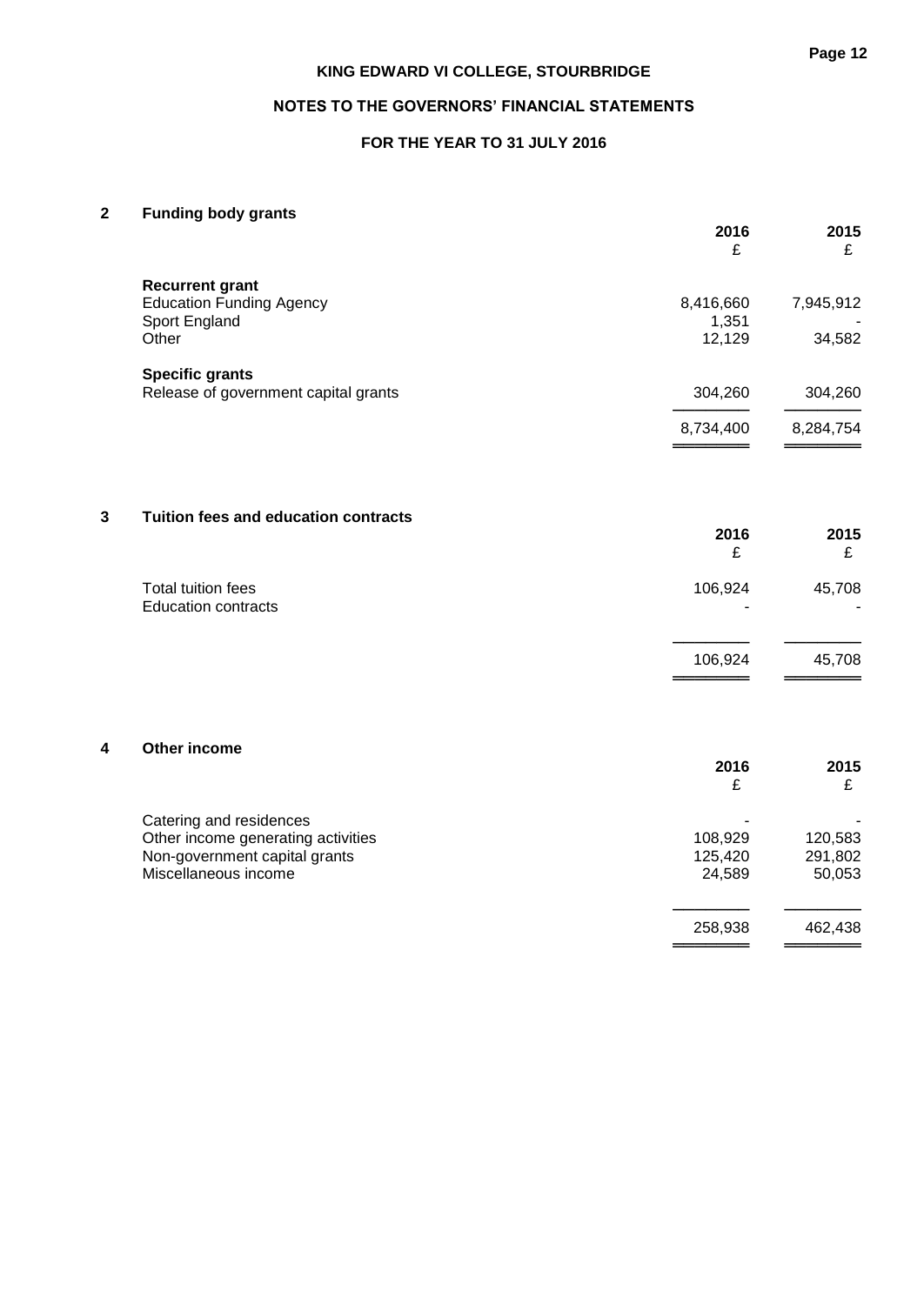**KING EDWARD VI COLLEGE, STOURBRIDGE**

**NOTES TO THE GOVERNORS' FINANCIAL STATEMENTS**

**FOR THE YEAR TO 31 JULY 2016**

## 2 Funding body grants

| | 2016 £ | 2015 £ |
|---|---|---|
| **Recurrent grant** | | |
| Education Funding Agency | 8,416,660 | 7,945,912 |
| Sport England | 1,351 | - |
| Other | 12,129 | 34,582 |
| **Specific grants** | | |
| Release of government capital grants | 304,260 | 304,260 |
| | 8,734,400 | 8,284,754 |

## 3 Tuition fees and education contracts

| | 2016 £ | 2015 £ |
|---|---|---|
| Total tuition fees | 106,924 | 45,708 |
| Education contracts | - | - |
| | 106,924 | 45,708 |

## 4 Other income

| | 2016 £ | 2015 £ |
|---|---|---|
| Catering and residences | - | - |
| Other income generating activities | 108,929 | 120,583 |
| Non-government capital grants | 125,420 | 291,802 |
| Miscellaneous income | 24,589 | 50,053 |
| | 258,938 | 462,438 |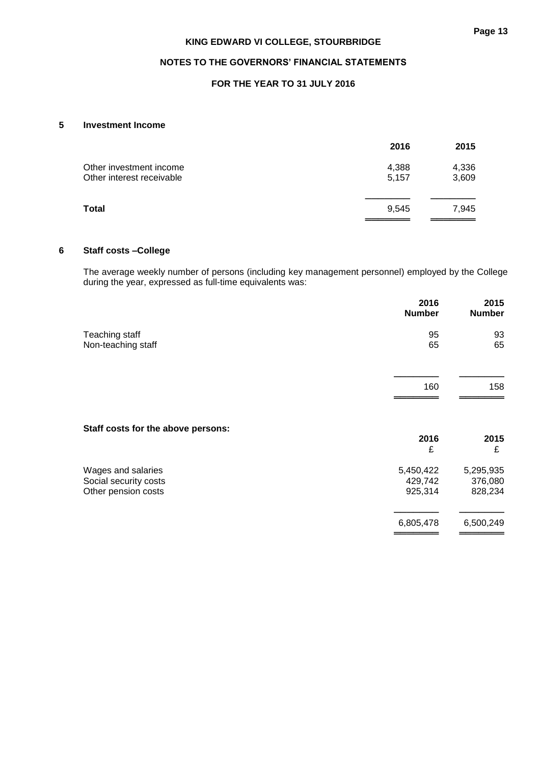## 5 Investment Income

| | 2016 | 2015 |
|---|---|---|
| Other investment income | 4,388 | 4,336 |
| Other interest receivable | 5,157 | 3,609 |
| **Total** | 9,545 | 7,945 |

## 6 Staff costs –College

The average weekly number of persons (including key management personnel) employed by the College during the year, expressed as full-time equivalents was:

| | 2016 Number | 2015 Number |
|---|---|---|
| Teaching staff | 95 | 93 |
| Non-teaching staff | 65 | 65 |
| | 160 | 158 |

**Staff costs for the above persons:**

| | 2016 £ | 2015 £ |
|---|---|---|
| Wages and salaries | 5,450,422 | 5,295,935 |
| Social security costs | 429,742 | 376,080 |
| Other pension costs | 925,314 | 828,234 |
| | 6,805,478 | 6,500,249 |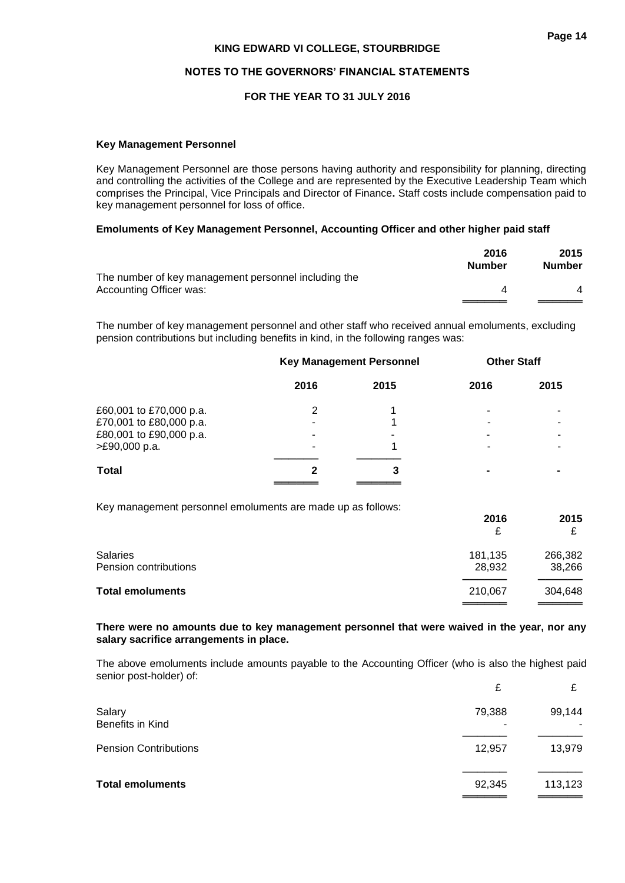### Key Management Personnel

Key Management Personnel are those persons having authority and responsibility for planning, directing and controlling the activities of the College and are represented by the Executive Leadership Team which comprises the Principal, Vice Principals and Director of Finance**.** Staff costs include compensation paid to key management personnel for loss of office.

### Emoluments of Key Management Personnel, Accounting Officer and other higher paid staff

| | 2016 Number | 2015 Number |
|---|---|---|
| The number of key management personnel including the Accounting Officer was: | 4 | 4 |

The number of key management personnel and other staff who received annual emoluments, excluding pension contributions but including benefits in kind, in the following ranges was:

| | Key Management Personnel | | Other Staff | |
|---|---|---|---|---|
| | 2016 | 2015 | 2016 | 2015 |
| £60,001 to £70,000 p.a. | 2 | 1 | - | - |
| £70,001 to £80,000 p.a. | - | 1 | - | - |
| £80,001 to £90,000 p.a. | - | - | - | - |
| >£90,000 p.a. | - | 1 | - | - |
| **Total** | **2** | **3** | **-** | **-** |

Key management personnel emoluments are made up as follows:

| | 2016 £ | 2015 £ |
|---|---|---|
| Salaries | 181,135 | 266,382 |
| Pension contributions | 28,932 | 38,266 |
| **Total emoluments** | 210,067 | 304,648 |

**There were no amounts due to key management personnel that were waived in the year, nor any salary sacrifice arrangements in place.**

The above emoluments include amounts payable to the Accounting Officer (who is also the highest paid senior post-holder) of:

| | £ | £ |
|---|---|---|
| Salary | 79,388 | 99,144 |
| Benefits in Kind | - | - |
| Pension Contributions | 12,957 | 13,979 |
| **Total emoluments** | 92,345 | 113,123 |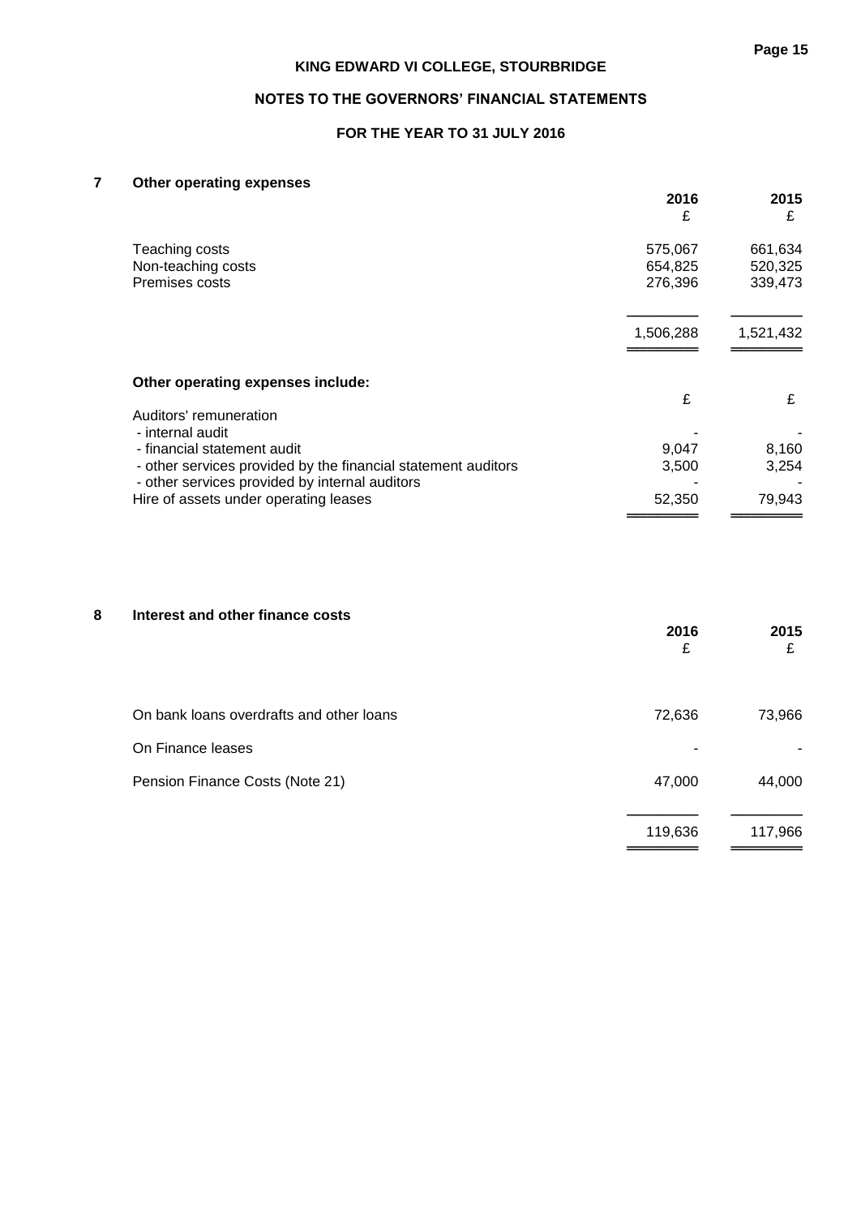**KING EDWARD VI COLLEGE, STOURBRIDGE**

**NOTES TO THE GOVERNORS' FINANCIAL STATEMENTS**

**FOR THE YEAR TO 31 JULY 2016**

## 7 Other operating expenses

| | 2016 £ | 2015 £ |
|---|---|---|
| Teaching costs | 575,067 | 661,634 |
| Non-teaching costs | 654,825 | 520,325 |
| Premises costs | 276,396 | 339,473 |
| | 1,506,288 | 1,521,432 |

**Other operating expenses include:**

| | £ | £ |
|---|---|---|
| Auditors' remuneration | | |
| - internal audit | - | - |
| - financial statement audit | 9,047 | 8,160 |
| - other services provided by the financial statement auditors | 3,500 | 3,254 |
| - other services provided by internal auditors | - | - |
| Hire of assets under operating leases | 52,350 | 79,943 |

## 8 Interest and other finance costs

| | 2016 £ | 2015 £ |
|---|---|---|
| On bank loans overdrafts and other loans | 72,636 | 73,966 |
| On Finance leases | - | - |
| Pension Finance Costs (Note 21) | 47,000 | 44,000 |
| | 119,636 | 117,966 |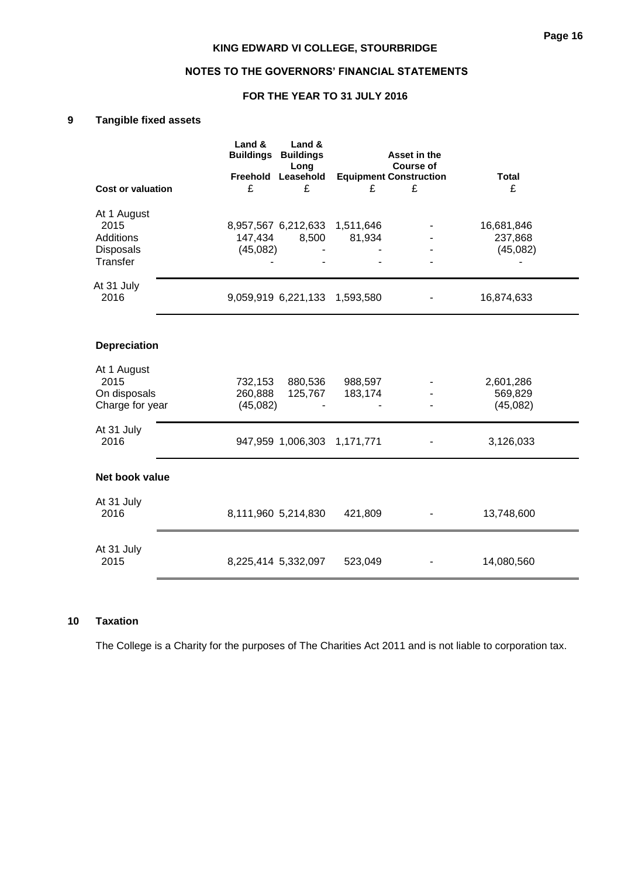KING EDWARD VI COLLEGE, STOURBRIDGE

NOTES TO THE GOVERNORS' FINANCIAL STATEMENTS

FOR THE YEAR TO 31 JULY 2016

## 9 Tangible fixed assets

| | Land & Buildings Freehold | Land & Buildings Long Leasehold | Equipment | Asset in the Course of Construction | Total |
|---|---|---|---|---|---|
| **Cost or valuation** | £ | £ | £ | £ | £ |
| At 1 August 2015 | 8,957,567 | 6,212,633 | 1,511,646 | - | 16,681,846 |
| Additions | 147,434 | 8,500 | 81,934 | - | 237,868 |
| Disposals | (45,082) | - | - | - | (45,082) |
| Transfer | - | - | - | - | - |
| At 31 July 2016 | 9,059,919 | 6,221,133 | 1,593,580 | - | 16,874,633 |
| **Depreciation** | | | | | |
| At 1 August 2015 | 732,153 | 880,536 | 988,597 | - | 2,601,286 |
| On disposals | 260,888 | 125,767 | 183,174 | - | 569,829 |
| Charge for year | (45,082) | - | - | - | (45,082) |
| At 31 July 2016 | 947,959 | 1,006,303 | 1,171,771 | - | 3,126,033 |
| **Net book value** | | | | | |
| At 31 July 2016 | 8,111,960 | 5,214,830 | 421,809 | - | 13,748,600 |
| At 31 July 2015 | 8,225,414 | 5,332,097 | 523,049 | - | 14,080,560 |

## 10 Taxation

The College is a Charity for the purposes of The Charities Act 2011 and is not liable to corporation tax.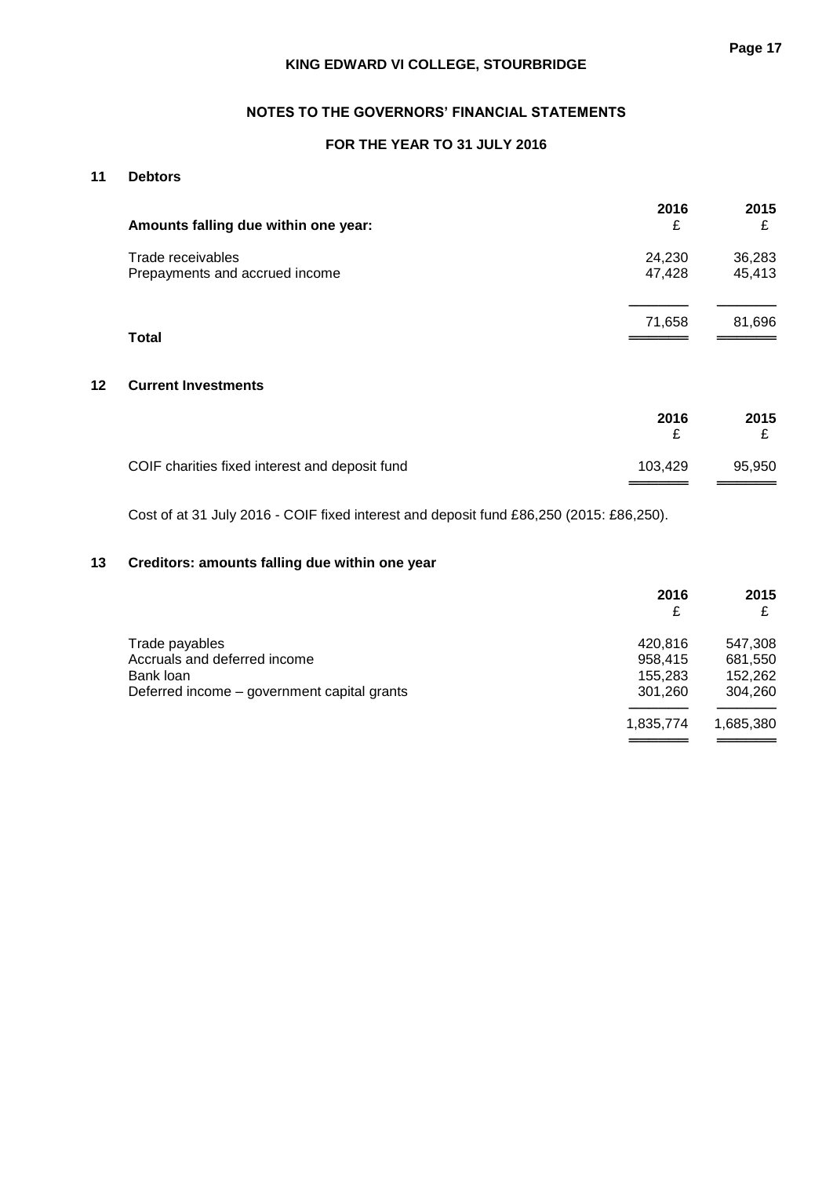# NOTES TO THE GOVERNORS' FINANCIAL STATEMENTS

## FOR THE YEAR TO 31 JULY 2016

### 11 Debtors

| Amounts falling due within one year: | 2016 £ | 2015 £ |
|---|---|---|
| Trade receivables | 24,230 | 36,283 |
| Prepayments and accrued income | 47,428 | 45,413 |
| **Total** | 71,658 | 81,696 |

### 12 Current Investments

| | 2016 £ | 2015 £ |
|---|---|---|
| COIF charities fixed interest and deposit fund | 103,429 | 95,950 |

Cost of at 31 July 2016 - COIF fixed interest and deposit fund £86,250 (2015: £86,250).

### 13 Creditors: amounts falling due within one year

| | 2016 £ | 2015 £ |
|---|---|---|
| Trade payables | 420,816 | 547,308 |
| Accruals and deferred income | 958,415 | 681,550 |
| Bank loan | 155,283 | 152,262 |
| Deferred income – government capital grants | 301,260 | 304,260 |
| | 1,835,774 | 1,685,380 |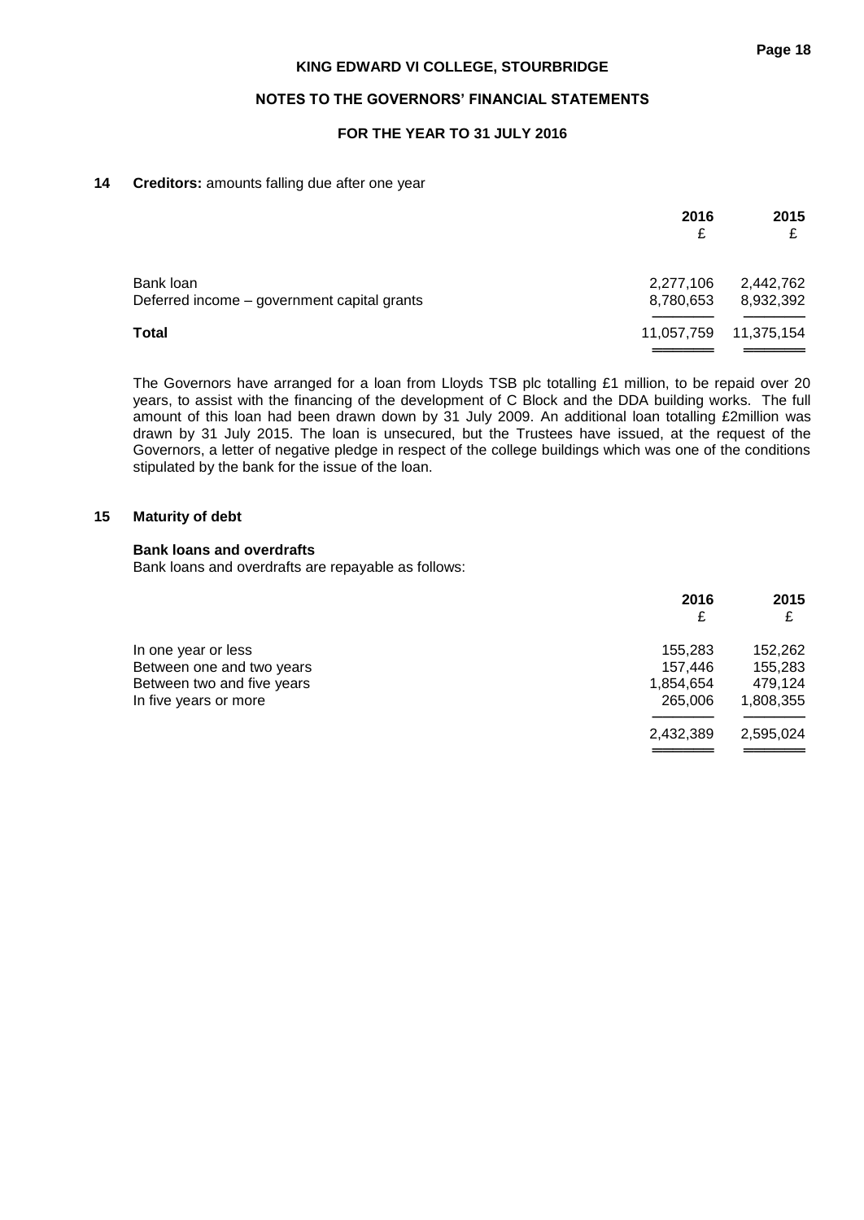## 14 Creditors: amounts falling due after one year

| | 2016 £ | 2015 £ |
|---|---|---|
| Bank loan | 2,277,106 | 2,442,762 |
| Deferred income – government capital grants | 8,780,653 | 8,932,392 |
| **Total** | 11,057,759 | 11,375,154 |

The Governors have arranged for a loan from Lloyds TSB plc totalling £1 million, to be repaid over 20 years, to assist with the financing of the development of C Block and the DDA building works. The full amount of this loan had been drawn down by 31 July 2009. An additional loan totalling £2million was drawn by 31 July 2015. The loan is unsecured, but the Trustees have issued, at the request of the Governors, a letter of negative pledge in respect of the college buildings which was one of the conditions stipulated by the bank for the issue of the loan.

## 15 Maturity of debt

**Bank loans and overdrafts**

Bank loans and overdrafts are repayable as follows:

| | 2016 £ | 2015 £ |
|---|---|---|
| In one year or less | 155,283 | 152,262 |
| Between one and two years | 157,446 | 155,283 |
| Between two and five years | 1,854,654 | 479,124 |
| In five years or more | 265,006 | 1,808,355 |
| | 2,432,389 | 2,595,024 |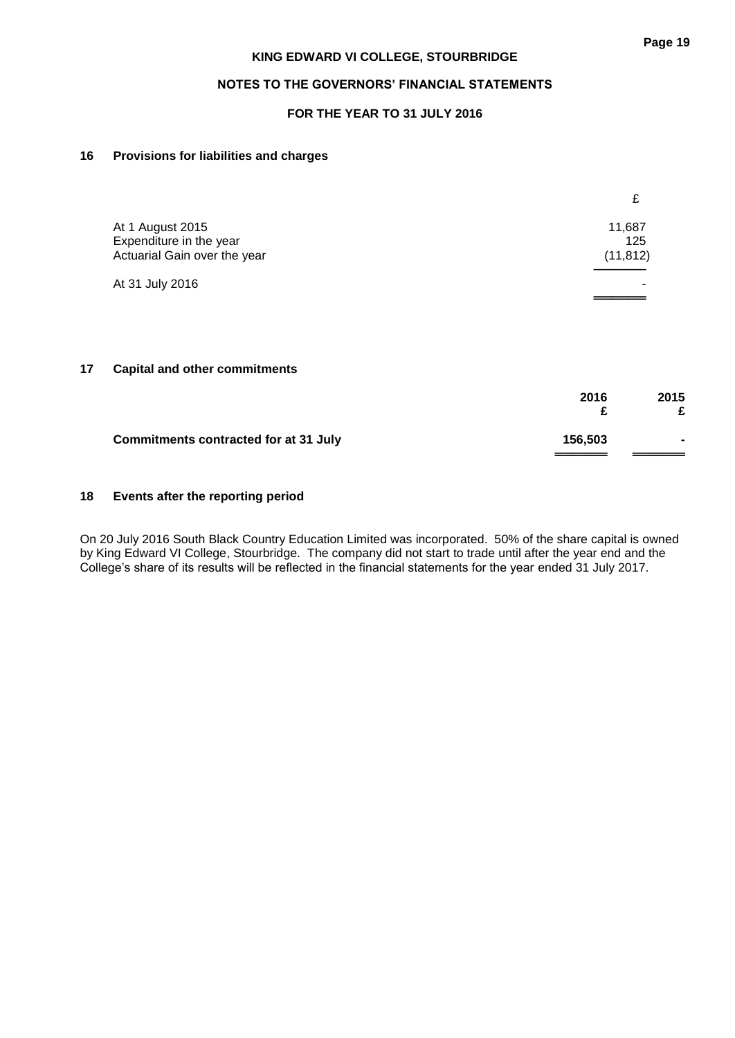**KING EDWARD VI COLLEGE, STOURBRIDGE**

**NOTES TO THE GOVERNORS' FINANCIAL STATEMENTS**

**FOR THE YEAR TO 31 JULY 2016**

## 16 Provisions for liabilities and charges

| | £ |
|---|---|
| At 1 August 2015 | 11,687 |
| Expenditure in the year | 125 |
| Actuarial Gain over the year | (11,812) |
| At 31 July 2016 | - |

## 17 Capital and other commitments

| | 2016<br>£ | 2015<br>£ |
|---|---|---|
| **Commitments contracted for at 31 July** | **156,503** | **-** |

## 18 Events after the reporting period

On 20 July 2016 South Black Country Education Limited was incorporated. 50% of the share capital is owned by King Edward VI College, Stourbridge. The company did not start to trade until after the year end and the College's share of its results will be reflected in the financial statements for the year ended 31 July 2017.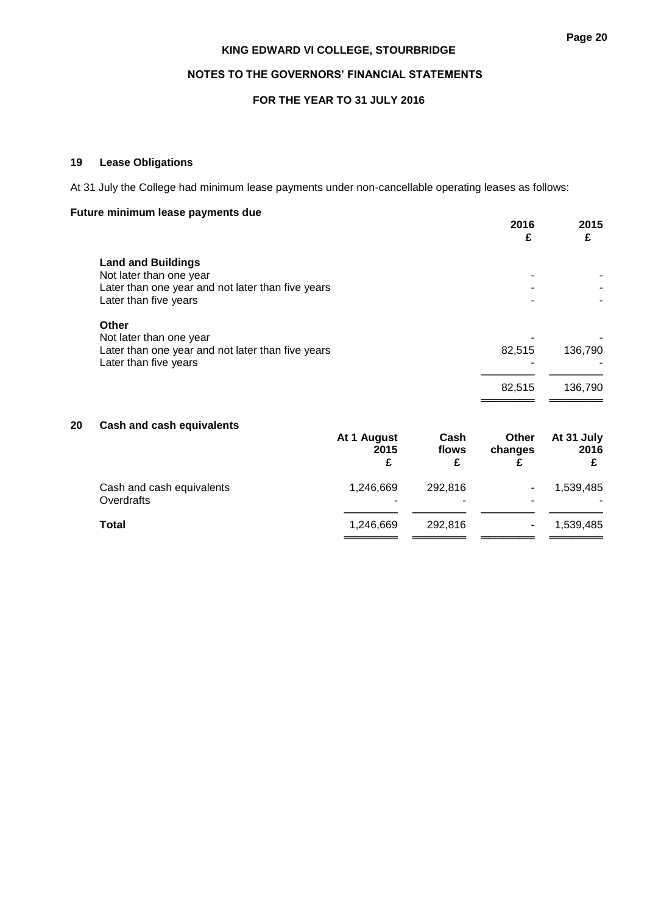## 19 Lease Obligations

At 31 July the College had minimum lease payments under non-cancellable operating leases as follows:

**Future minimum lease payments due**

| | 2016 £ | 2015 £ |
|---|---|---|
| **Land and Buildings** | | |
| Not later than one year | - | - |
| Later than one year and not later than five years | - | - |
| Later than five years | - | - |
| **Other** | | |
| Not later than one year | - | - |
| Later than one year and not later than five years | 82,515 | 136,790 |
| Later than five years | - | - |
| | 82,515 | 136,790 |

## 20 Cash and cash equivalents

| | At 1 August 2015 £ | Cash flows £ | Other changes £ | At 31 July 2016 £ |
|---|---|---|---|---|
| Cash and cash equivalents | 1,246,669 | 292,816 | - | 1,539,485 |
| Overdrafts | - | - | - | - |
| **Total** | 1,246,669 | 292,816 | - | 1,539,485 |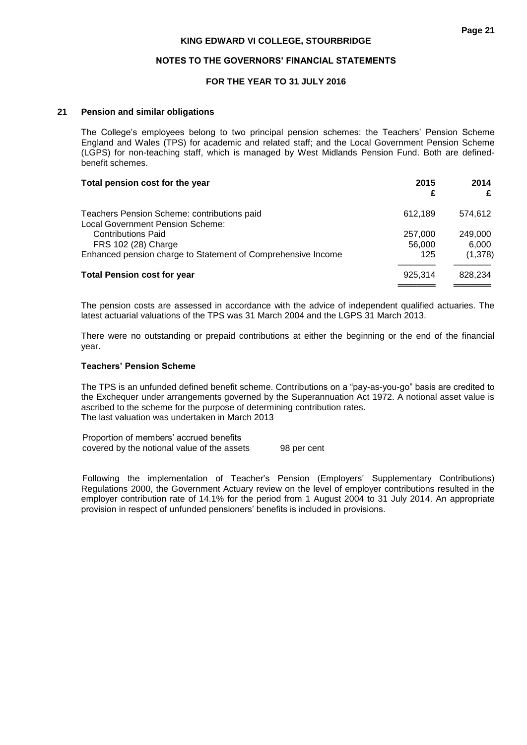## 21 Pension and similar obligations

The College's employees belong to two principal pension schemes: the Teachers' Pension Scheme England and Wales (TPS) for academic and related staff; and the Local Government Pension Scheme (LGPS) for non-teaching staff, which is managed by West Midlands Pension Fund. Both are defined-benefit schemes.

| Total pension cost for the year | 2015 £ | 2014 £ |
|---|---|---|
| Teachers Pension Scheme: contributions paid | 612,189 | 574,612 |
| Local Government Pension Scheme: | | |
| Contributions Paid | 257,000 | 249,000 |
| FRS 102 (28) Charge | 56,000 | 6,000 |
| Enhanced pension charge to Statement of Comprehensive Income | 125 | (1,378) |
| **Total Pension cost for year** | 925,314 | 828,234 |

The pension costs are assessed in accordance with the advice of independent qualified actuaries. The latest actuarial valuations of the TPS was 31 March 2004 and the LGPS 31 March 2013.

There were no outstanding or prepaid contributions at either the beginning or the end of the financial year.

### Teachers' Pension Scheme

The TPS is an unfunded defined benefit scheme. Contributions on a "pay-as-you-go" basis are credited to the Exchequer under arrangements governed by the Superannuation Act 1972. A notional asset value is ascribed to the scheme for the purpose of determining contribution rates.
The last valuation was undertaken in March 2013

| | |
|---|---|
| Proportion of members' accrued benefits covered by the notional value of the assets | 98 per cent |

Following the implementation of Teacher's Pension (Employers' Supplementary Contributions) Regulations 2000, the Government Actuary review on the level of employer contributions resulted in the employer contribution rate of 14.1% for the period from 1 August 2004 to 31 July 2014. An appropriate provision in respect of unfunded pensioners' benefits is included in provisions.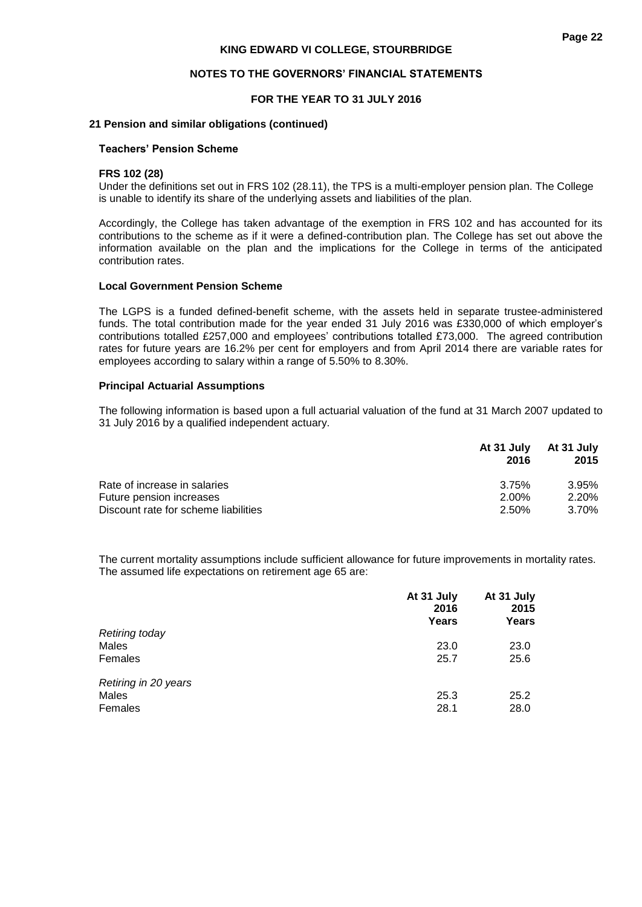## 21 Pension and similar obligations (continued)

### Teachers' Pension Scheme

**FRS 102 (28)**

Under the definitions set out in FRS 102 (28.11), the TPS is a multi-employer pension plan. The College is unable to identify its share of the underlying assets and liabilities of the plan.

Accordingly, the College has taken advantage of the exemption in FRS 102 and has accounted for its contributions to the scheme as if it were a defined-contribution plan. The College has set out above the information available on the plan and the implications for the College in terms of the anticipated contribution rates.

### Local Government Pension Scheme

The LGPS is a funded defined-benefit scheme, with the assets held in separate trustee-administered funds. The total contribution made for the year ended 31 July 2016 was £330,000 of which employer's contributions totalled £257,000 and employees' contributions totalled £73,000. The agreed contribution rates for future years are 16.2% per cent for employers and from April 2014 there are variable rates for employees according to salary within a range of 5.50% to 8.30%.

### Principal Actuarial Assumptions

The following information is based upon a full actuarial valuation of the fund at 31 March 2007 updated to 31 July 2016 by a qualified independent actuary.

| | At 31 July 2016 | At 31 July 2015 |
|---|---|---|
| Rate of increase in salaries | 3.75% | 3.95% |
| Future pension increases | 2.00% | 2.20% |
| Discount rate for scheme liabilities | 2.50% | 3.70% |

The current mortality assumptions include sufficient allowance for future improvements in mortality rates. The assumed life expectations on retirement age 65 are:

| | At 31 July 2016 Years | At 31 July 2015 Years |
|---|---|---|
| *Retiring today* | | |
| Males | 23.0 | 23.0 |
| Females | 25.7 | 25.6 |
| *Retiring in 20 years* | | |
| Males | 25.3 | 25.2 |
| Females | 28.1 | 28.0 |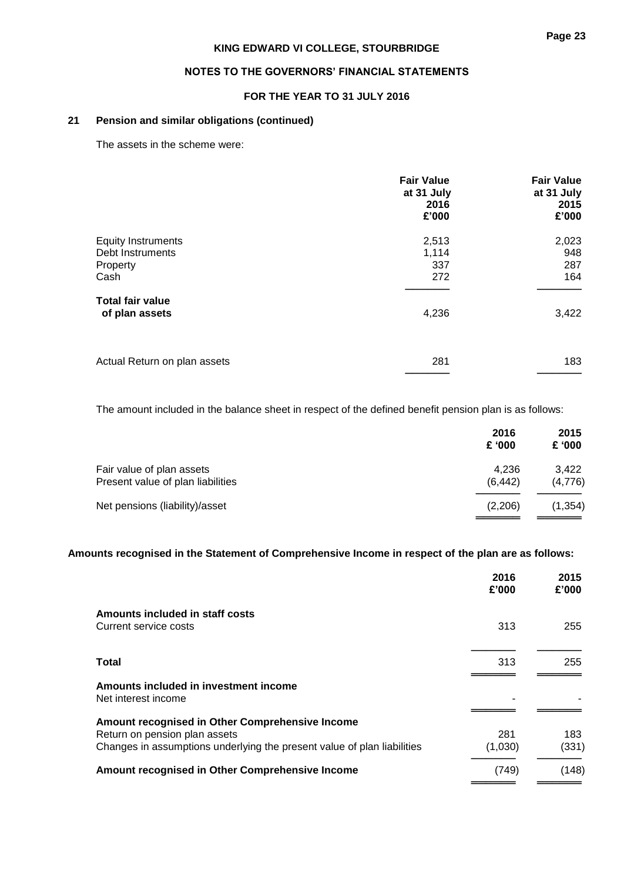## 21 Pension and similar obligations (continued)

The assets in the scheme were:

| | Fair Value at 31 July 2016 £'000 | Fair Value at 31 July 2015 £'000 |
|---|---|---|
| Equity Instruments | 2,513 | 2,023 |
| Debt Instruments | 1,114 | 948 |
| Property | 337 | 287 |
| Cash | 272 | 164 |
| **Total fair value of plan assets** | 4,236 | 3,422 |
| Actual Return on plan assets | 281 | 183 |

The amount included in the balance sheet in respect of the defined benefit pension plan is as follows:

| | 2016 £ '000 | 2015 £ '000 |
|---|---|---|
| Fair value of plan assets | 4,236 | 3,422 |
| Present value of plan liabilities | (6,442) | (4,776) |
| Net pensions (liability)/asset | (2,206) | (1,354) |

**Amounts recognised in the Statement of Comprehensive Income in respect of the plan are as follows:**

| | 2016 £'000 | 2015 £'000 |
|---|---|---|
| **Amounts included in staff costs** | | |
| Current service costs | 313 | 255 |
| **Total** | 313 | 255 |
| **Amounts included in investment income** | | |
| Net interest income | - | - |
| **Amount recognised in Other Comprehensive Income** | | |
| Return on pension plan assets | 281 | 183 |
| Changes in assumptions underlying the present value of plan liabilities | (1,030) | (331) |
| **Amount recognised in Other Comprehensive Income** | (749) | (148) |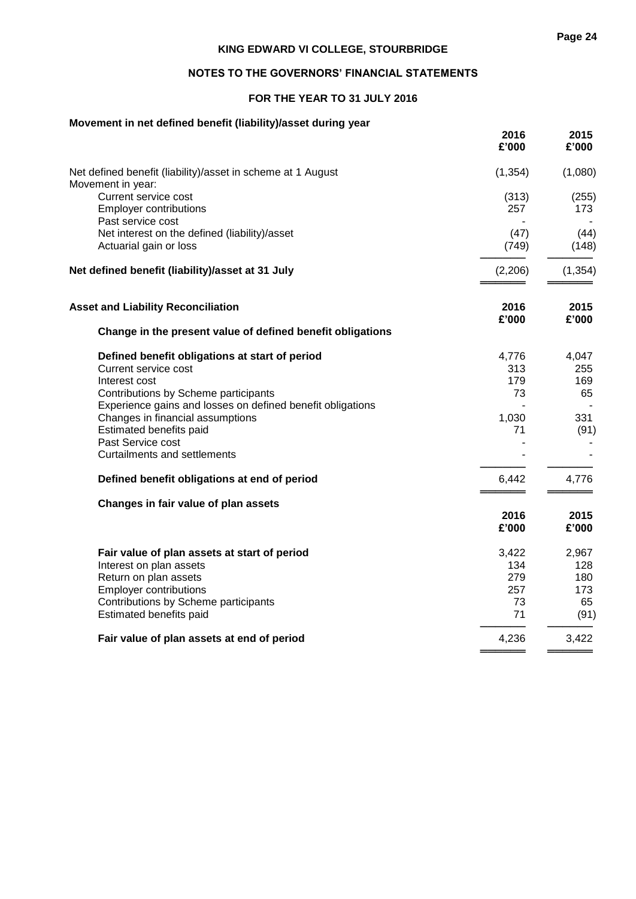KING EDWARD VI COLLEGE, STOURBRIDGE

NOTES TO THE GOVERNORS' FINANCIAL STATEMENTS

FOR THE YEAR TO 31 JULY 2016

**Movement in net defined benefit (liability)/asset during year**

| | 2016 £'000 | 2015 £'000 |
|---|---|---|
| Net defined benefit (liability)/asset in scheme at 1 August | (1,354) | (1,080) |
| Movement in year: | | |
| Current service cost | (313) | (255) |
| Employer contributions | 257 | 173 |
| Past service cost | - | - |
| Net interest on the defined (liability)/asset | (47) | (44) |
| Actuarial gain or loss | (749) | (148) |
| **Net defined benefit (liability)/asset at 31 July** | (2,206) | (1,354) |

**Asset and Liability Reconciliation**

**Change in the present value of defined benefit obligations**

| | 2016 £'000 | 2015 £'000 |
|---|---|---|
| **Defined benefit obligations at start of period** | 4,776 | 4,047 |
| Current service cost | 313 | 255 |
| Interest cost | 179 | 169 |
| Contributions by Scheme participants | 73 | 65 |
| Experience gains and losses on defined benefit obligations | - | - |
| Changes in financial assumptions | 1,030 | 331 |
| Estimated benefits paid | 71 | (91) |
| Past Service cost | - | - |
| Curtailments and settlements | - | - |
| **Defined benefit obligations at end of period** | 6,442 | 4,776 |

**Changes in fair value of plan assets**

| | 2016 £'000 | 2015 £'000 |
|---|---|---|
| **Fair value of plan assets at start of period** | 3,422 | 2,967 |
| Interest on plan assets | 134 | 128 |
| Return on plan assets | 279 | 180 |
| Employer contributions | 257 | 173 |
| Contributions by Scheme participants | 73 | 65 |
| Estimated benefits paid | 71 | (91) |
| **Fair value of plan assets at end of period** | 4,236 | 3,422 |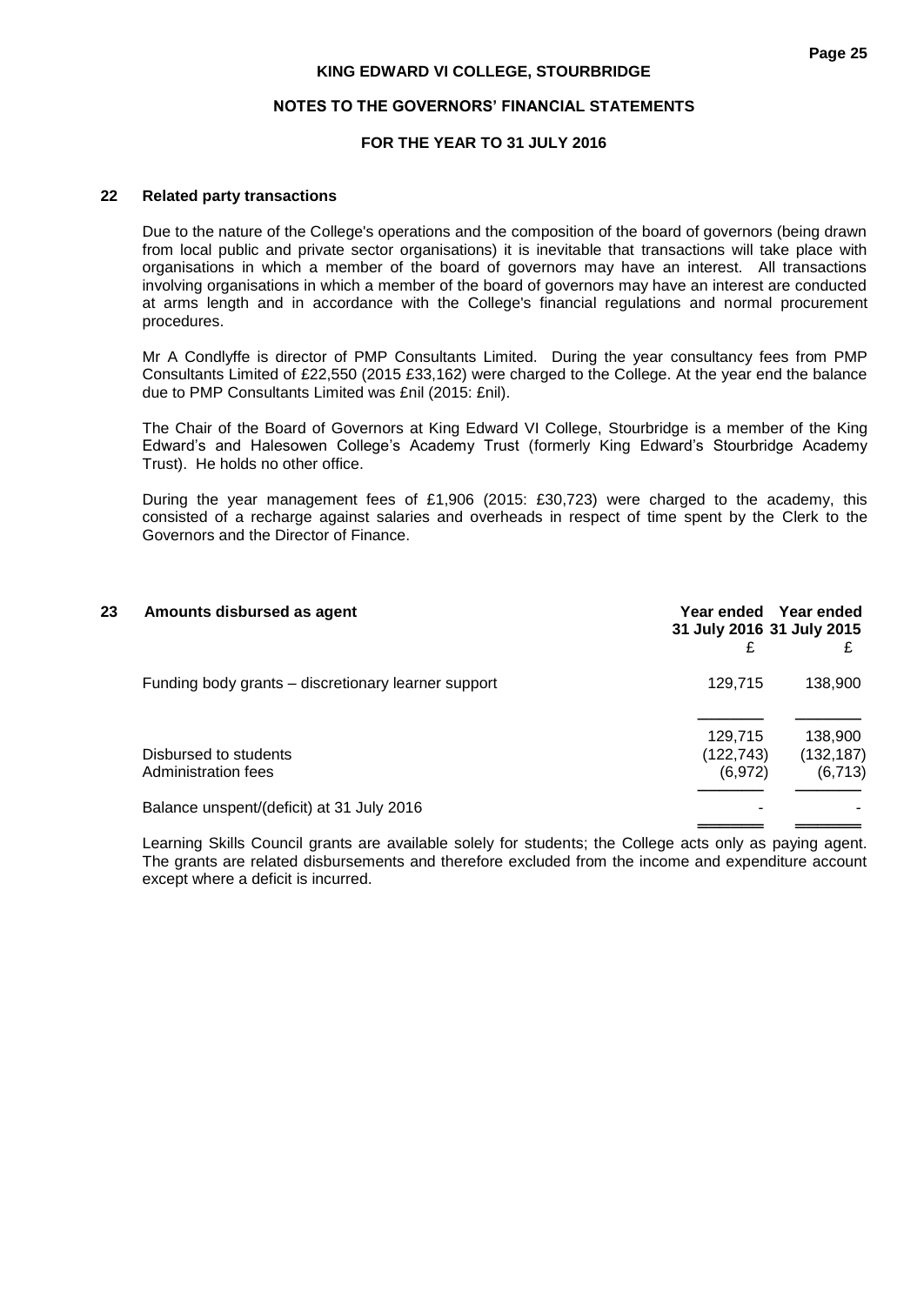## 22 Related party transactions

Due to the nature of the College's operations and the composition of the board of governors (being drawn from local public and private sector organisations) it is inevitable that transactions will take place with organisations in which a member of the board of governors may have an interest. All transactions involving organisations in which a member of the board of governors may have an interest are conducted at arms length and in accordance with the College's financial regulations and normal procurement procedures.

Mr A Condlyffe is director of PMP Consultants Limited. During the year consultancy fees from PMP Consultants Limited of £22,550 (2015 £33,162) were charged to the College. At the year end the balance due to PMP Consultants Limited was £nil (2015: £nil).

The Chair of the Board of Governors at King Edward VI College, Stourbridge is a member of the King Edward's and Halesowen College's Academy Trust (formerly King Edward's Stourbridge Academy Trust). He holds no other office.

During the year management fees of £1,906 (2015: £30,723) were charged to the academy, this consisted of a recharge against salaries and overheads in respect of time spent by the Clerk to the Governors and the Director of Finance.

## 23 Amounts disbursed as agent

| | Year ended 31 July 2016 | Year ended 31 July 2015 |
|---|---|---|
| | £ | £ |
| Funding body grants – discretionary learner support | 129,715 | 138,900 |
| | 129,715 | 138,900 |
| Disbursed to students | (122,743) | (132,187) |
| Administration fees | (6,972) | (6,713) |
| Balance unspent/(deficit) at 31 July 2016 | - | - |

Learning Skills Council grants are available solely for students; the College acts only as paying agent. The grants are related disbursements and therefore excluded from the income and expenditure account except where a deficit is incurred.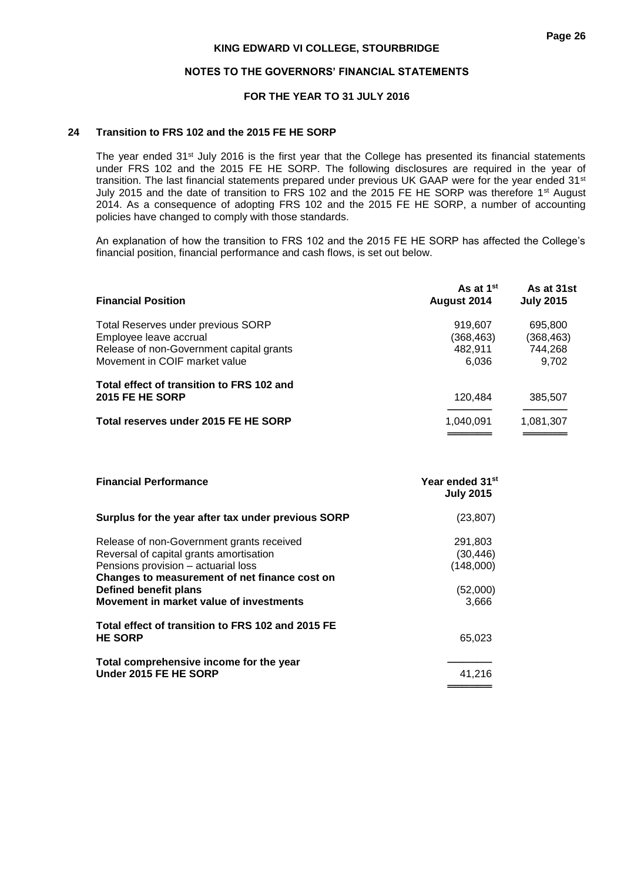## 24 Transition to FRS 102 and the 2015 FE HE SORP

The year ended 31st July 2016 is the first year that the College has presented its financial statements under FRS 102 and the 2015 FE HE SORP. The following disclosures are required in the year of transition. The last financial statements prepared under previous UK GAAP were for the year ended 31st July 2015 and the date of transition to FRS 102 and the 2015 FE HE SORP was therefore 1st August 2014. As a consequence of adopting FRS 102 and the 2015 FE HE SORP, a number of accounting policies have changed to comply with those standards.

An explanation of how the transition to FRS 102 and the 2015 FE HE SORP has affected the College's financial position, financial performance and cash flows, is set out below.

| **Financial Position** | **As at 1st August 2014** | **As at 31st July 2015** |
|---|---|---|
| Total Reserves under previous SORP | 919,607 | 695,800 |
| Employee leave accrual | (368,463) | (368,463) |
| Release of non-Government capital grants | 482,911 | 744,268 |
| Movement in COIF market value | 6,036 | 9,702 |
| **Total effect of transition to FRS 102 and 2015 FE HE SORP** | 120,484 | 385,507 |
| **Total reserves under 2015 FE HE SORP** | 1,040,091 | 1,081,307 |

| **Financial Performance** | **Year ended 31st July 2015** |
|---|---|
| **Surplus for the year after tax under previous SORP** | (23,807) |
| Release of non-Government grants received | 291,803 |
| Reversal of capital grants amortisation | (30,446) |
| Pensions provision – actuarial loss | (148,000) |
| **Changes to measurement of net finance cost on Defined benefit plans** | (52,000) |
| **Movement in market value of investments** | 3,666 |
| **Total effect of transition to FRS 102 and 2015 FE HE SORP** | 65,023 |
| **Total comprehensive income for the year Under 2015 FE HE SORP** | 41,216 |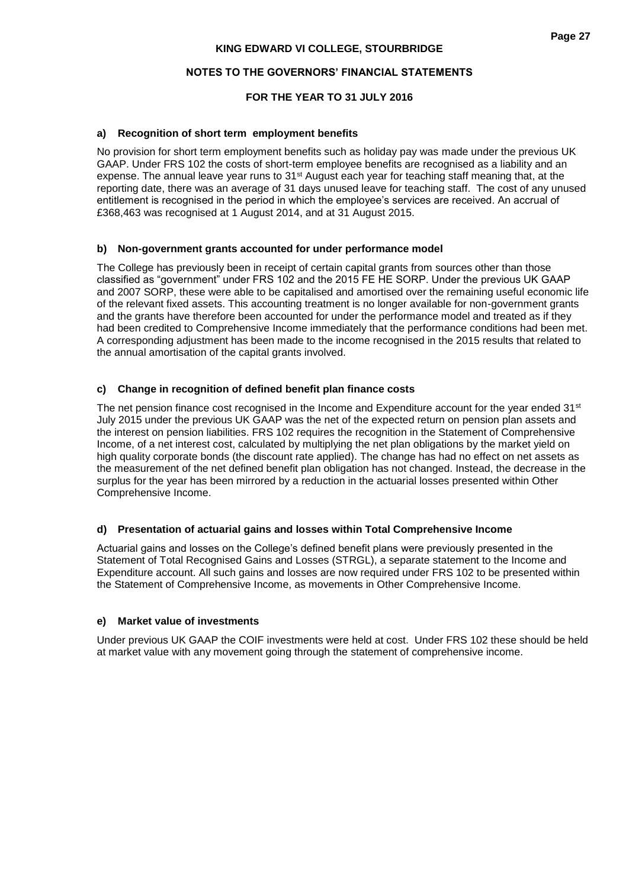**a) Recognition of short term employment benefits**

No provision for short term employment benefits such as holiday pay was made under the previous UK GAAP. Under FRS 102 the costs of short-term employee benefits are recognised as a liability and an expense. The annual leave year runs to 31st August each year for teaching staff meaning that, at the reporting date, there was an average of 31 days unused leave for teaching staff. The cost of any unused entitlement is recognised in the period in which the employee's services are received. An accrual of £368,463 was recognised at 1 August 2014, and at 31 August 2015.

**b) Non-government grants accounted for under performance model**

The College has previously been in receipt of certain capital grants from sources other than those classified as "government" under FRS 102 and the 2015 FE HE SORP. Under the previous UK GAAP and 2007 SORP, these were able to be capitalised and amortised over the remaining useful economic life of the relevant fixed assets. This accounting treatment is no longer available for non-government grants and the grants have therefore been accounted for under the performance model and treated as if they had been credited to Comprehensive Income immediately that the performance conditions had been met. A corresponding adjustment has been made to the income recognised in the 2015 results that related to the annual amortisation of the capital grants involved.

**c) Change in recognition of defined benefit plan finance costs**

The net pension finance cost recognised in the Income and Expenditure account for the year ended 31st July 2015 under the previous UK GAAP was the net of the expected return on pension plan assets and the interest on pension liabilities. FRS 102 requires the recognition in the Statement of Comprehensive Income, of a net interest cost, calculated by multiplying the net plan obligations by the market yield on high quality corporate bonds (the discount rate applied). The change has had no effect on net assets as the measurement of the net defined benefit plan obligation has not changed. Instead, the decrease in the surplus for the year has been mirrored by a reduction in the actuarial losses presented within Other Comprehensive Income.

**d) Presentation of actuarial gains and losses within Total Comprehensive Income**

Actuarial gains and losses on the College's defined benefit plans were previously presented in the Statement of Total Recognised Gains and Losses (STRGL), a separate statement to the Income and Expenditure account. All such gains and losses are now required under FRS 102 to be presented within the Statement of Comprehensive Income, as movements in Other Comprehensive Income.

**e) Market value of investments**

Under previous UK GAAP the COIF investments were held at cost. Under FRS 102 these should be held at market value with any movement going through the statement of comprehensive income.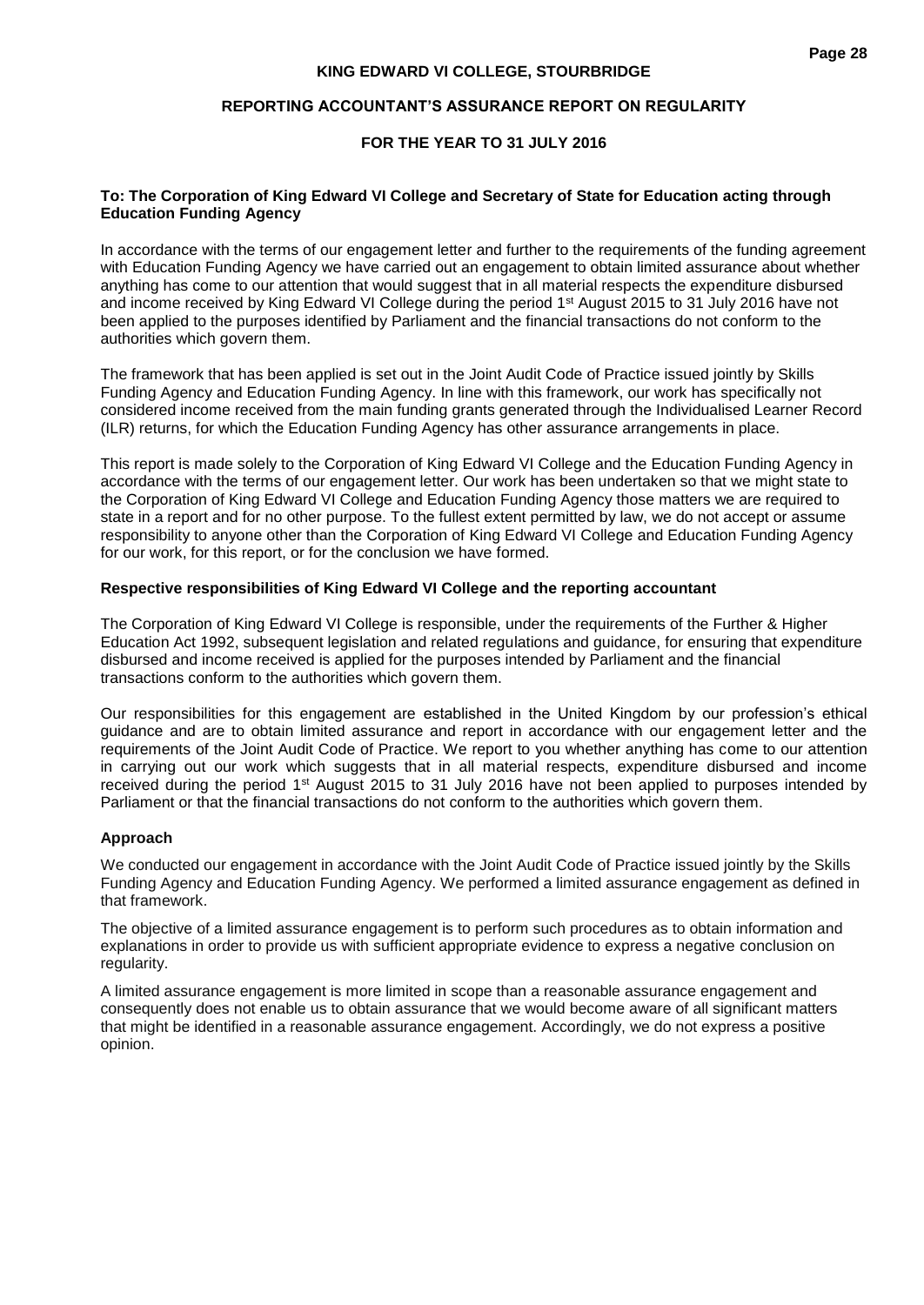# KING EDWARD VI COLLEGE, STOURBRIDGE

## REPORTING ACCOUNTANT'S ASSURANCE REPORT ON REGULARITY

## FOR THE YEAR TO 31 JULY 2016

**To: The Corporation of King Edward VI College and Secretary of State for Education acting through Education Funding Agency**

In accordance with the terms of our engagement letter and further to the requirements of the funding agreement with Education Funding Agency we have carried out an engagement to obtain limited assurance about whether anything has come to our attention that would suggest that in all material respects the expenditure disbursed and income received by King Edward VI College during the period 1st August 2015 to 31 July 2016 have not been applied to the purposes identified by Parliament and the financial transactions do not conform to the authorities which govern them.

The framework that has been applied is set out in the Joint Audit Code of Practice issued jointly by Skills Funding Agency and Education Funding Agency. In line with this framework, our work has specifically not considered income received from the main funding grants generated through the Individualised Learner Record (ILR) returns, for which the Education Funding Agency has other assurance arrangements in place.

This report is made solely to the Corporation of King Edward VI College and the Education Funding Agency in accordance with the terms of our engagement letter. Our work has been undertaken so that we might state to the Corporation of King Edward VI College and Education Funding Agency those matters we are required to state in a report and for no other purpose. To the fullest extent permitted by law, we do not accept or assume responsibility to anyone other than the Corporation of King Edward VI College and Education Funding Agency for our work, for this report, or for the conclusion we have formed.

### Respective responsibilities of King Edward VI College and the reporting accountant

The Corporation of King Edward VI College is responsible, under the requirements of the Further & Higher Education Act 1992, subsequent legislation and related regulations and guidance, for ensuring that expenditure disbursed and income received is applied for the purposes intended by Parliament and the financial transactions conform to the authorities which govern them.

Our responsibilities for this engagement are established in the United Kingdom by our profession's ethical guidance and are to obtain limited assurance and report in accordance with our engagement letter and the requirements of the Joint Audit Code of Practice. We report to you whether anything has come to our attention in carrying out our work which suggests that in all material respects, expenditure disbursed and income received during the period 1st August 2015 to 31 July 2016 have not been applied to purposes intended by Parliament or that the financial transactions do not conform to the authorities which govern them.

### Approach

We conducted our engagement in accordance with the Joint Audit Code of Practice issued jointly by the Skills Funding Agency and Education Funding Agency. We performed a limited assurance engagement as defined in that framework.

The objective of a limited assurance engagement is to perform such procedures as to obtain information and explanations in order to provide us with sufficient appropriate evidence to express a negative conclusion on regularity.

A limited assurance engagement is more limited in scope than a reasonable assurance engagement and consequently does not enable us to obtain assurance that we would become aware of all significant matters that might be identified in a reasonable assurance engagement. Accordingly, we do not express a positive opinion.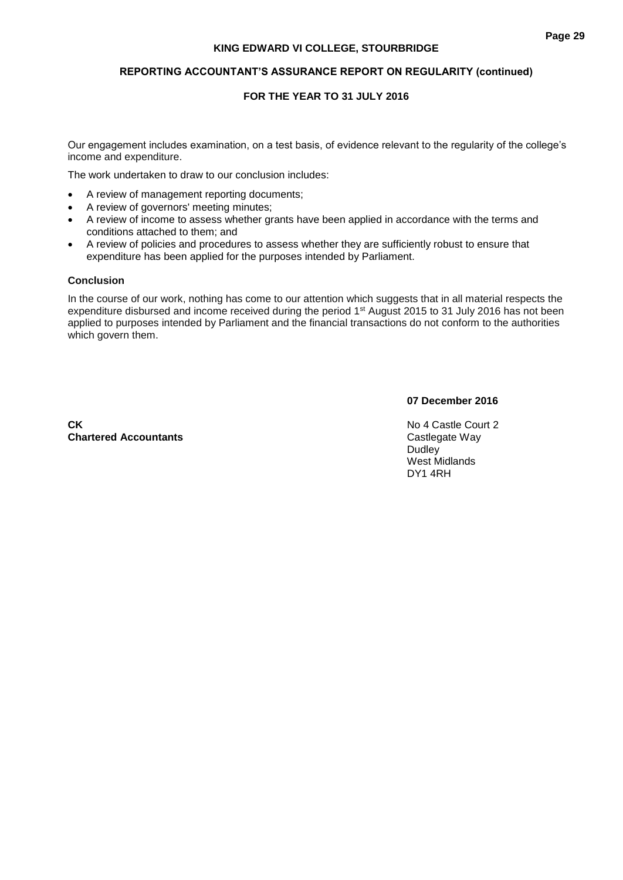# KING EDWARD VI COLLEGE, STOURBRIDGE

## REPORTING ACCOUNTANT'S ASSURANCE REPORT ON REGULARITY (continued)

### FOR THE YEAR TO 31 JULY 2016

Our engagement includes examination, on a test basis, of evidence relevant to the regularity of the college's income and expenditure.

The work undertaken to draw to our conclusion includes:

- A review of management reporting documents;
- A review of governors' meeting minutes;
- A review of income to assess whether grants have been applied in accordance with the terms and conditions attached to them; and
- A review of policies and procedures to assess whether they are sufficiently robust to ensure that expenditure has been applied for the purposes intended by Parliament.

**Conclusion**

In the course of our work, nothing has come to our attention which suggests that in all material respects the expenditure disbursed and income received during the period 1st August 2015 to 31 July 2016 has not been applied to purposes intended by Parliament and the financial transactions do not conform to the authorities which govern them.

**07 December 2016**

**CK**
**Chartered Accountants**

No 4 Castle Court 2
Castlegate Way
Dudley
West Midlands
DY1 4RH